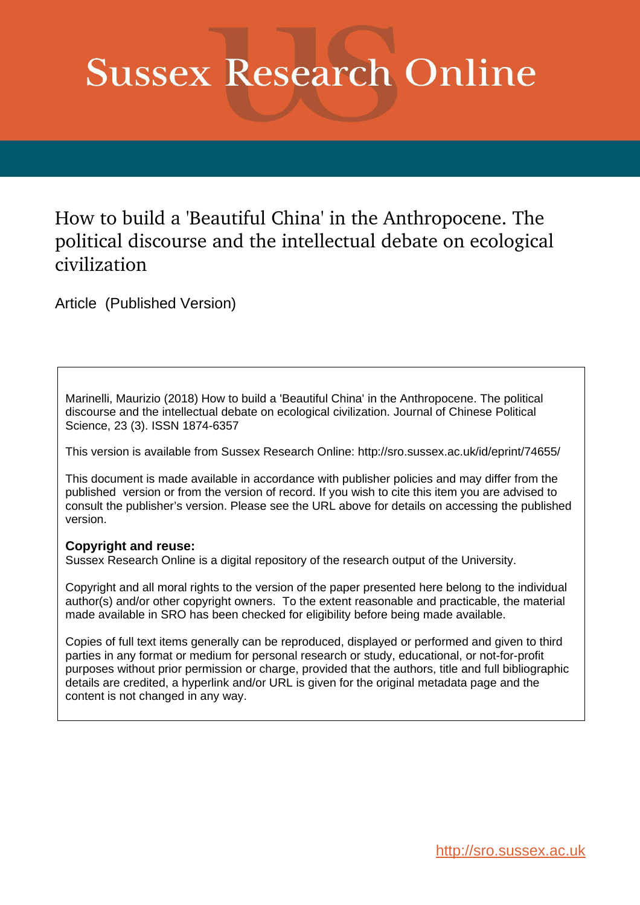# Sussex Research Online

## How to build a 'Beautiful China' in the Anthropocene. The political discourse and the intellectual debate on ecological civilization

Article (Published Version)

Marinelli, Maurizio (2018) How to build a 'Beautiful China' in the Anthropocene. The political discourse and the intellectual debate on ecological civilization. Journal of Chinese Political Science, 23 (3). ISSN 1874-6357

This version is available from Sussex Research Online: http://sro.sussex.ac.uk/id/eprint/74655/

This document is made available in accordance with publisher policies and may differ from the published version or from the version of record. If you wish to cite this item you are advised to consult the publisher's version. Please see the URL above for details on accessing the published version.

**Copyright and reuse:**
Sussex Research Online is a digital repository of the research output of the University.

Copyright and all moral rights to the version of the paper presented here belong to the individual author(s) and/or other copyright owners. To the extent reasonable and practicable, the material made available in SRO has been checked for eligibility before being made available.

Copies of full text items generally can be reproduced, displayed or performed and given to third parties in any format or medium for personal research or study, educational, or not-for-profit purposes without prior permission or charge, provided that the authors, title and full bibliographic details are credited, a hyperlink and/or URL is given for the original metadata page and the content is not changed in any way.

http://sro.sussex.ac.uk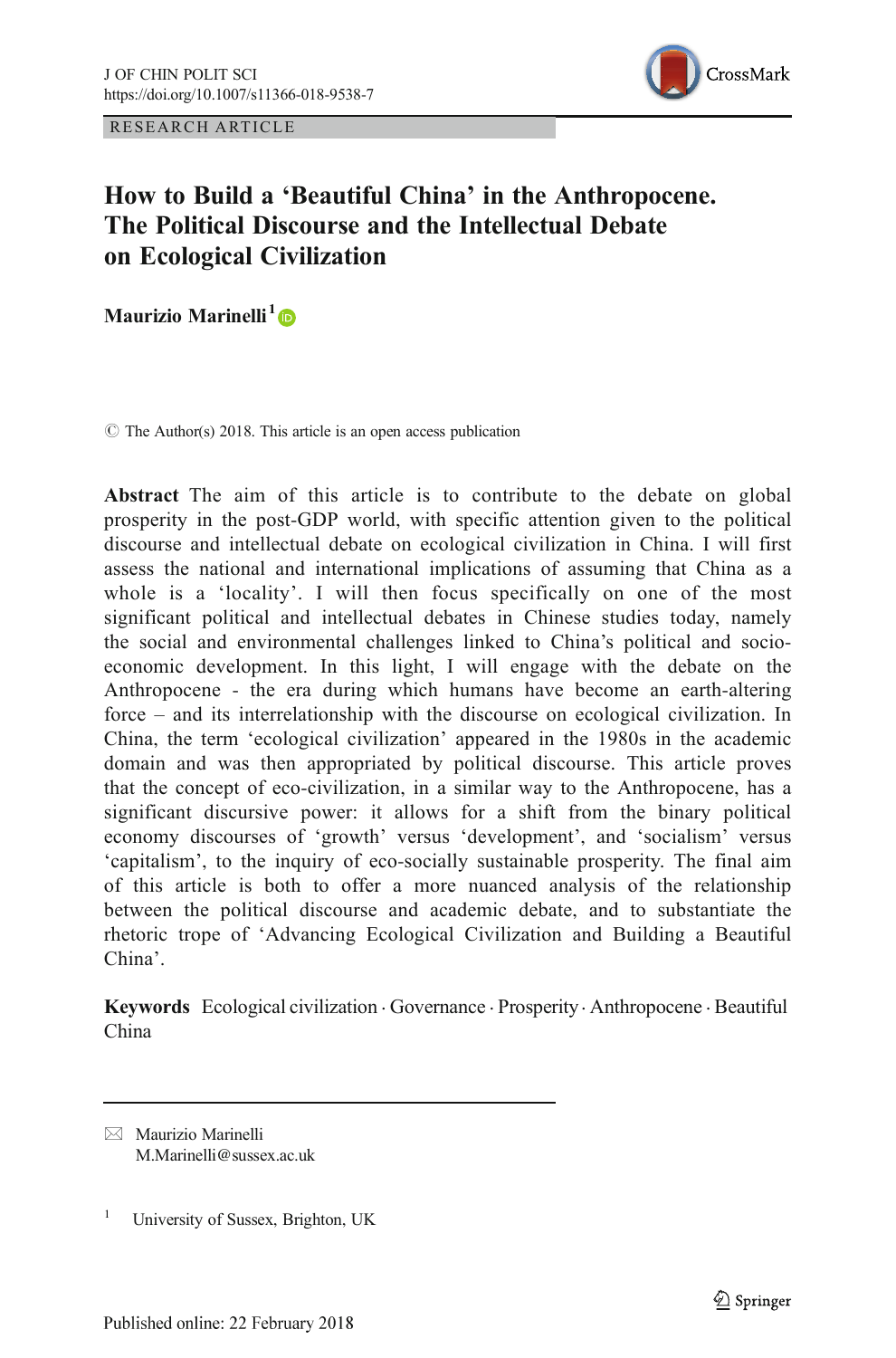RESEARCH ARTICLE

# How to Build a 'Beautiful China' in the Anthropocene. The Political Discourse and the Intellectual Debate on Ecological Civilization

**Maurizio Marinelli**[1]

© The Author(s) 2018. This article is an open access publication

**Abstract** The aim of this article is to contribute to the debate on global prosperity in the post-GDP world, with specific attention given to the political discourse and intellectual debate on ecological civilization in China. I will first assess the national and international implications of assuming that China as a whole is a 'locality'. I will then focus specifically on one of the most significant political and intellectual debates in Chinese studies today, namely the social and environmental challenges linked to China's political and socio-economic development. In this light, I will engage with the debate on the Anthropocene - the era during which humans have become an earth-altering force – and its interrelationship with the discourse on ecological civilization. In China, the term 'ecological civilization' appeared in the 1980s in the academic domain and was then appropriated by political discourse. This article proves that the concept of eco-civilization, in a similar way to the Anthropocene, has a significant discursive power: it allows for a shift from the binary political economy discourses of 'growth' versus 'development', and 'socialism' versus 'capitalism', to the inquiry of eco-socially sustainable prosperity. The final aim of this article is both to offer a more nuanced analysis of the relationship between the political discourse and academic debate, and to substantiate the rhetoric trope of 'Advancing Ecological Civilization and Building a Beautiful China'.

**Keywords** Ecological civilization · Governance · Prosperity · Anthropocene · Beautiful China

---

✉ Maurizio Marinelli
M.Marinelli@sussex.ac.uk

[1] University of Sussex, Brighton, UK

Published online: 22 February 2018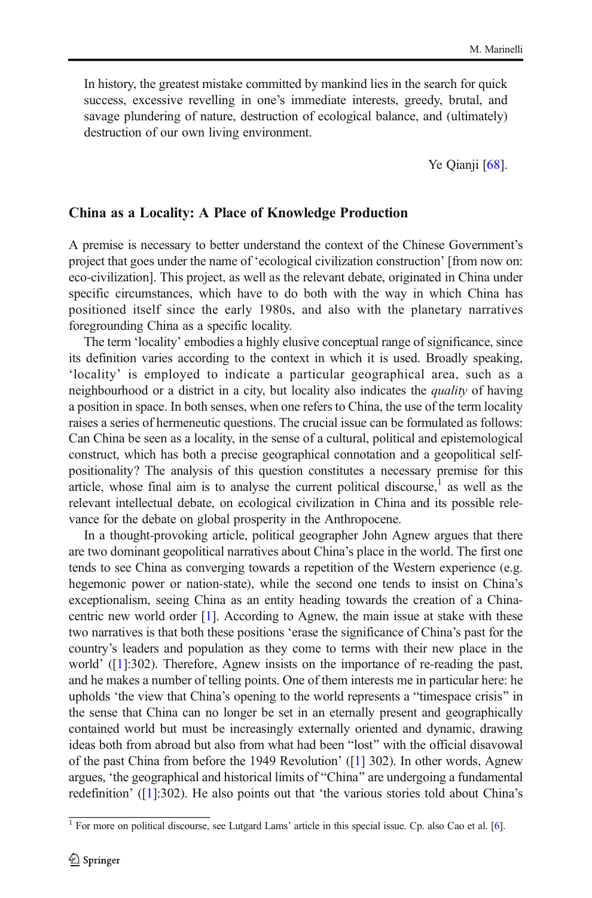> In history, the greatest mistake committed by mankind lies in the search for quick success, excessive revelling in one's immediate interests, greedy, brutal, and savage plundering of nature, destruction of ecological balance, and (ultimately) destruction of our own living environment.
>
> Ye Qianji [68].

## China as a Locality: A Place of Knowledge Production

A premise is necessary to better understand the context of the Chinese Government's project that goes under the name of 'ecological civilization construction' [from now on: eco-civilization]. This project, as well as the relevant debate, originated in China under specific circumstances, which have to do both with the way in which China has positioned itself since the early 1980s, and also with the planetary narratives foregrounding China as a specific locality.

The term 'locality' embodies a highly elusive conceptual range of significance, since its definition varies according to the context in which it is used. Broadly speaking, 'locality' is employed to indicate a particular geographical area, such as a neighbourhood or a district in a city, but locality also indicates the *quality* of having a position in space. In both senses, when one refers to China, the use of the term locality raises a series of hermeneutic questions. The crucial issue can be formulated as follows: Can China be seen as a locality, in the sense of a cultural, political and epistemological construct, which has both a precise geographical connotation and a geopolitical self-positionality? The analysis of this question constitutes a necessary premise for this article, whose final aim is to analyse the current political discourse,[1] as well as the relevant intellectual debate, on ecological civilization in China and its possible relevance for the debate on global prosperity in the Anthropocene.

In a thought-provoking article, political geographer John Agnew argues that there are two dominant geopolitical narratives about China's place in the world. The first one tends to see China as converging towards a repetition of the Western experience (e.g. hegemonic power or nation-state), while the second one tends to insist on China's exceptionalism, seeing China as an entity heading towards the creation of a China-centric new world order [1]. According to Agnew, the main issue at stake with these two narratives is that both these positions 'erase the significance of China's past for the country's leaders and population as they come to terms with their new place in the world' ([1]:302). Therefore, Agnew insists on the importance of re-reading the past, and he makes a number of telling points. One of them interests me in particular here: he upholds 'the view that China's opening to the world represents a "timespace crisis" in the sense that China can no longer be set in an eternally present and geographically contained world but must be increasingly externally oriented and dynamic, drawing ideas both from abroad but also from what had been "lost" with the official disavowal of the past China from before the 1949 Revolution' ([1] 302). In other words, Agnew argues, 'the geographical and historical limits of "China" are undergoing a fundamental redefinition' ([1]:302). He also points out that 'the various stories told about China's

[1] For more on political discourse, see Lutgard Lams' article in this special issue. Cp. also Cao et al. [6].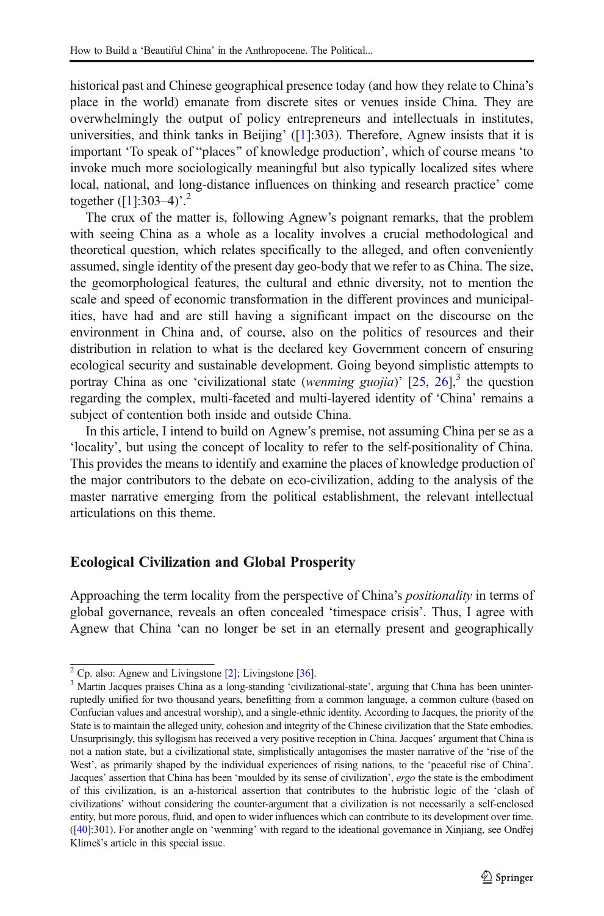historical past and Chinese geographical presence today (and how they relate to China's place in the world) emanate from discrete sites or venues inside China. They are overwhelmingly the output of policy entrepreneurs and intellectuals in institutes, universities, and think tanks in Beijing' ([1]:303). Therefore, Agnew insists that it is important 'To speak of "places" of knowledge production', which of course means 'to invoke much more sociologically meaningful but also typically localized sites where local, national, and long-distance influences on thinking and research practice' come together ([1]:303–4)'.[2]

The crux of the matter is, following Agnew's poignant remarks, that the problem with seeing China as a whole as a locality involves a crucial methodological and theoretical question, which relates specifically to the alleged, and often conveniently assumed, single identity of the present day geo-body that we refer to as China. The size, the geomorphological features, the cultural and ethnic diversity, not to mention the scale and speed of economic transformation in the different provinces and municipalities, have had and are still having a significant impact on the discourse on the environment in China and, of course, also on the politics of resources and their distribution in relation to what is the declared key Government concern of ensuring ecological security and sustainable development. Going beyond simplistic attempts to portray China as one 'civilizational state (*wenming guojia*)' [25, 26],[3] the question regarding the complex, multi-faceted and multi-layered identity of 'China' remains a subject of contention both inside and outside China.

In this article, I intend to build on Agnew's premise, not assuming China per se as a 'locality', but using the concept of locality to refer to the self-positionality of China. This provides the means to identify and examine the places of knowledge production of the major contributors to the debate on eco-civilization, adding to the analysis of the master narrative emerging from the political establishment, the relevant intellectual articulations on this theme.

## Ecological Civilization and Global Prosperity

Approaching the term locality from the perspective of China's *positionality* in terms of global governance, reveals an often concealed 'timespace crisis'. Thus, I agree with Agnew that China 'can no longer be set in an eternally present and geographically

---

[2] Cp. also: Agnew and Livingstone [2]; Livingstone [36].

[3] Martin Jacques praises China as a long-standing 'civilizational-state', arguing that China has been uninterruptedly unified for two thousand years, benefitting from a common language, a common culture (based on Confucian values and ancestral worship), and a single-ethnic identity. According to Jacques, the priority of the State is to maintain the alleged unity, cohesion and integrity of the Chinese civilization that the State embodies. Unsurprisingly, this syllogism has received a very positive reception in China. Jacques' argument that China is not a nation state, but a civilizational state, simplistically antagonises the master narrative of the 'rise of the West', as primarily shaped by the individual experiences of rising nations, to the 'peaceful rise of China'. Jacques' assertion that China has been 'moulded by its sense of civilization', *ergo* the state is the embodiment of this civilization, is an a-historical assertion that contributes to the hubristic logic of the 'clash of civilizations' without considering the counter-argument that a civilization is not necessarily a self-enclosed entity, but more porous, fluid, and open to wider influences which can contribute to its development over time. ([40]:301). For another angle on 'wenming' with regard to the ideational governance in Xinjiang, see Ondřej Klimeš's article in this special issue.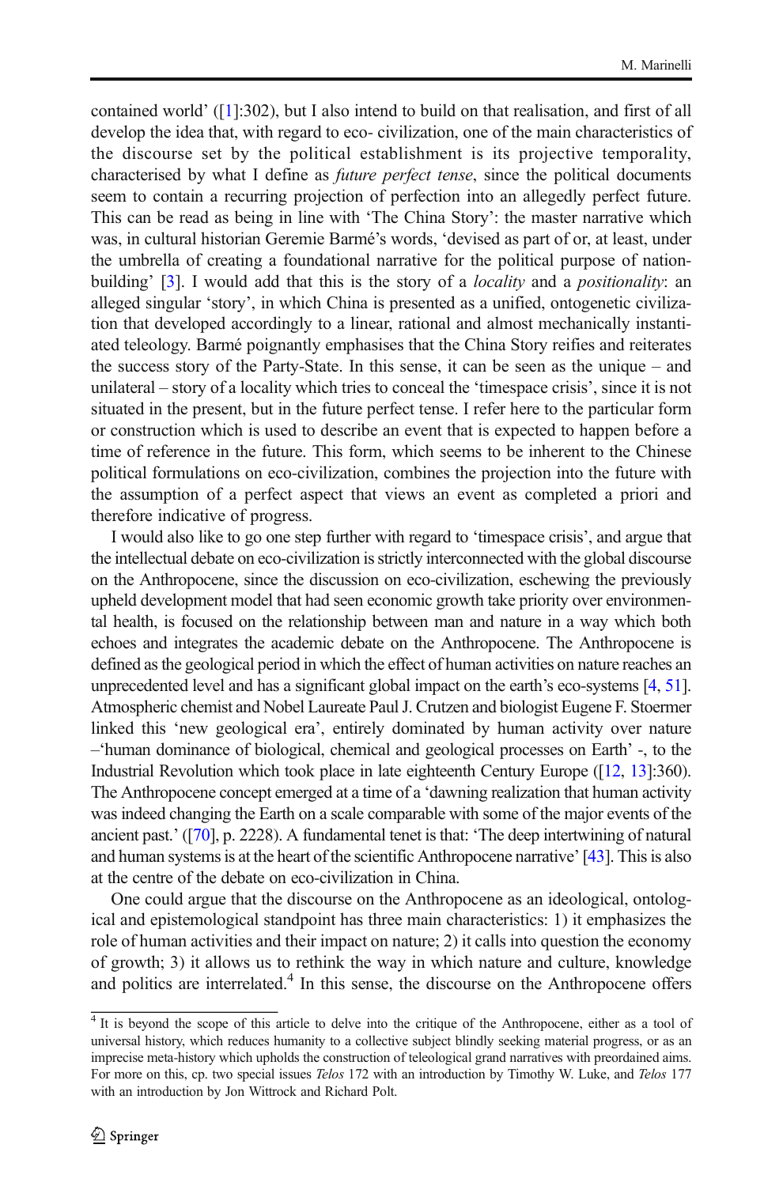contained world' ([1]:302), but I also intend to build on that realisation, and first of all develop the idea that, with regard to eco- civilization, one of the main characteristics of the discourse set by the political establishment is its projective temporality, characterised by what I define as *future perfect tense*, since the political documents seem to contain a recurring projection of perfection into an allegedly perfect future. This can be read as being in line with 'The China Story': the master narrative which was, in cultural historian Geremie Barmé's words, 'devised as part of or, at least, under the umbrella of creating a foundational narrative for the political purpose of nation-building' [3]. I would add that this is the story of a *locality* and a *positionality*: an alleged singular 'story', in which China is presented as a unified, ontogenetic civilization that developed accordingly to a linear, rational and almost mechanically instantiated teleology. Barmé poignantly emphasises that the China Story reifies and reiterates the success story of the Party-State. In this sense, it can be seen as the unique – and unilateral – story of a locality which tries to conceal the 'timespace crisis', since it is not situated in the present, but in the future perfect tense. I refer here to the particular form or construction which is used to describe an event that is expected to happen before a time of reference in the future. This form, which seems to be inherent to the Chinese political formulations on eco-civilization, combines the projection into the future with the assumption of a perfect aspect that views an event as completed a priori and therefore indicative of progress.

I would also like to go one step further with regard to 'timespace crisis', and argue that the intellectual debate on eco-civilization is strictly interconnected with the global discourse on the Anthropocene, since the discussion on eco-civilization, eschewing the previously upheld development model that had seen economic growth take priority over environmental health, is focused on the relationship between man and nature in a way which both echoes and integrates the academic debate on the Anthropocene. The Anthropocene is defined as the geological period in which the effect of human activities on nature reaches an unprecedented level and has a significant global impact on the earth's eco-systems [4, 51]. Atmospheric chemist and Nobel Laureate Paul J. Crutzen and biologist Eugene F. Stoermer linked this 'new geological era', entirely dominated by human activity over nature –'human dominance of biological, chemical and geological processes on Earth' -, to the Industrial Revolution which took place in late eighteenth Century Europe ([12, 13]:360). The Anthropocene concept emerged at a time of a 'dawning realization that human activity was indeed changing the Earth on a scale comparable with some of the major events of the ancient past.' ([70], p. 2228). A fundamental tenet is that: 'The deep intertwining of natural and human systems is at the heart of the scientific Anthropocene narrative' [43]. This is also at the centre of the debate on eco-civilization in China.

One could argue that the discourse on the Anthropocene as an ideological, ontological and epistemological standpoint has three main characteristics: 1) it emphasizes the role of human activities and their impact on nature; 2) it calls into question the economy of growth; 3) it allows us to rethink the way in which nature and culture, knowledge and politics are interrelated.[4] In this sense, the discourse on the Anthropocene offers

[4] It is beyond the scope of this article to delve into the critique of the Anthropocene, either as a tool of universal history, which reduces humanity to a collective subject blindly seeking material progress, or as an imprecise meta-history which upholds the construction of teleological grand narratives with preordained aims. For more on this, cp. two special issues *Telos* 172 with an introduction by Timothy W. Luke, and *Telos* 177 with an introduction by Jon Wittrock and Richard Polt.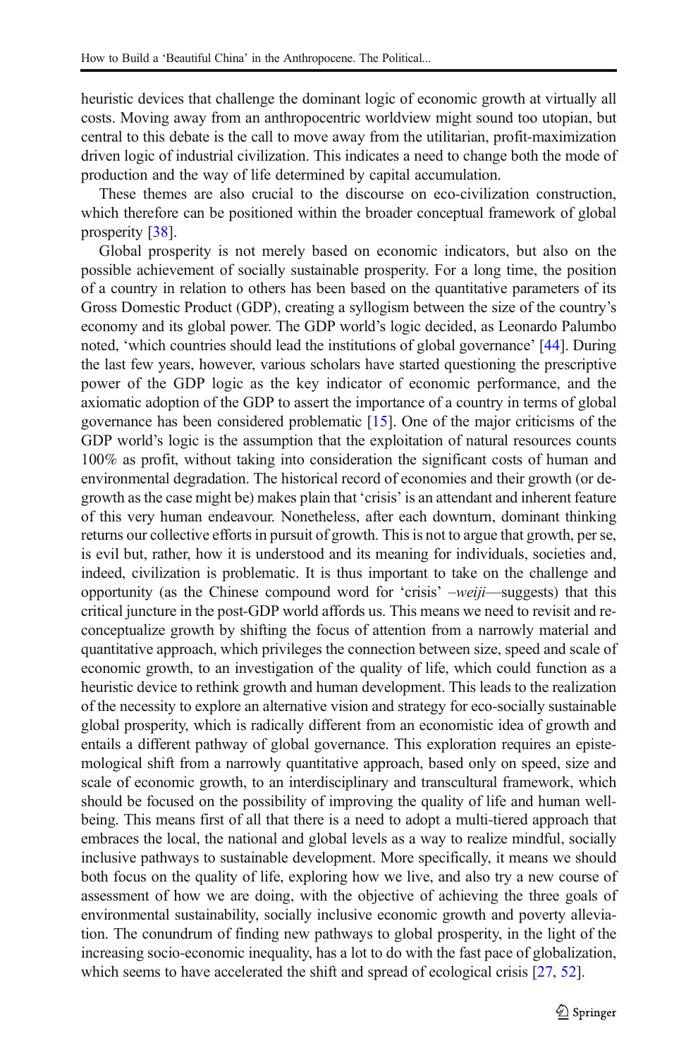heuristic devices that challenge the dominant logic of economic growth at virtually all costs. Moving away from an anthropocentric worldview might sound too utopian, but central to this debate is the call to move away from the utilitarian, profit-maximization driven logic of industrial civilization. This indicates a need to change both the mode of production and the way of life determined by capital accumulation.

These themes are also crucial to the discourse on eco-civilization construction, which therefore can be positioned within the broader conceptual framework of global prosperity [38].

Global prosperity is not merely based on economic indicators, but also on the possible achievement of socially sustainable prosperity. For a long time, the position of a country in relation to others has been based on the quantitative parameters of its Gross Domestic Product (GDP), creating a syllogism between the size of the country's economy and its global power. The GDP world's logic decided, as Leonardo Palumbo noted, 'which countries should lead the institutions of global governance' [44]. During the last few years, however, various scholars have started questioning the prescriptive power of the GDP logic as the key indicator of economic performance, and the axiomatic adoption of the GDP to assert the importance of a country in terms of global governance has been considered problematic [15]. One of the major criticisms of the GDP world's logic is the assumption that the exploitation of natural resources counts 100% as profit, without taking into consideration the significant costs of human and environmental degradation. The historical record of economies and their growth (or de-growth as the case might be) makes plain that 'crisis' is an attendant and inherent feature of this very human endeavour. Nonetheless, after each downturn, dominant thinking returns our collective efforts in pursuit of growth. This is not to argue that growth, per se, is evil but, rather, how it is understood and its meaning for individuals, societies and, indeed, civilization is problematic. It is thus important to take on the challenge and opportunity (as the Chinese compound word for 'crisis' –*weiji*—suggests) that this critical juncture in the post-GDP world affords us. This means we need to revisit and re-conceptualize growth by shifting the focus of attention from a narrowly material and quantitative approach, which privileges the connection between size, speed and scale of economic growth, to an investigation of the quality of life, which could function as a heuristic device to rethink growth and human development. This leads to the realization of the necessity to explore an alternative vision and strategy for eco-socially sustainable global prosperity, which is radically different from an economistic idea of growth and entails a different pathway of global governance. This exploration requires an epistemological shift from a narrowly quantitative approach, based only on speed, size and scale of economic growth, to an interdisciplinary and transcultural framework, which should be focused on the possibility of improving the quality of life and human well-being. This means first of all that there is a need to adopt a multi-tiered approach that embraces the local, the national and global levels as a way to realize mindful, socially inclusive pathways to sustainable development. More specifically, it means we should both focus on the quality of life, exploring how we live, and also try a new course of assessment of how we are doing, with the objective of achieving the three goals of environmental sustainability, socially inclusive economic growth and poverty alleviation. The conundrum of finding new pathways to global prosperity, in the light of the increasing socio-economic inequality, has a lot to do with the fast pace of globalization, which seems to have accelerated the shift and spread of ecological crisis [27, 52].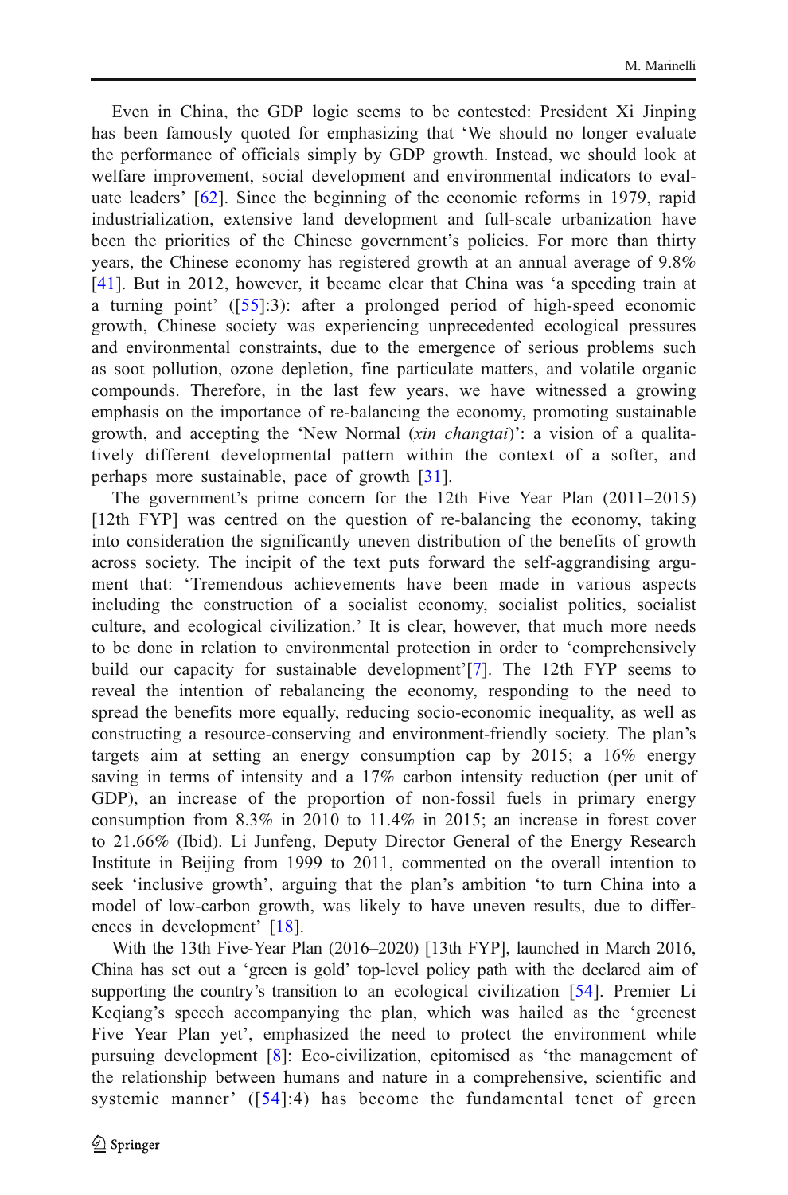Even in China, the GDP logic seems to be contested: President Xi Jinping has been famously quoted for emphasizing that 'We should no longer evaluate the performance of officials simply by GDP growth. Instead, we should look at welfare improvement, social development and environmental indicators to evaluate leaders' [62]. Since the beginning of the economic reforms in 1979, rapid industrialization, extensive land development and full-scale urbanization have been the priorities of the Chinese government's policies. For more than thirty years, the Chinese economy has registered growth at an annual average of 9.8% [41]. But in 2012, however, it became clear that China was 'a speeding train at a turning point' ([55]:3): after a prolonged period of high-speed economic growth, Chinese society was experiencing unprecedented ecological pressures and environmental constraints, due to the emergence of serious problems such as soot pollution, ozone depletion, fine particulate matters, and volatile organic compounds. Therefore, in the last few years, we have witnessed a growing emphasis on the importance of re-balancing the economy, promoting sustainable growth, and accepting the 'New Normal (*xin changtai*)': a vision of a qualitatively different developmental pattern within the context of a softer, and perhaps more sustainable, pace of growth [31].

The government's prime concern for the 12th Five Year Plan (2011–2015) [12th FYP] was centred on the question of re-balancing the economy, taking into consideration the significantly uneven distribution of the benefits of growth across society. The incipit of the text puts forward the self-aggrandising argument that: 'Tremendous achievements have been made in various aspects including the construction of a socialist economy, socialist politics, socialist culture, and ecological civilization.' It is clear, however, that much more needs to be done in relation to environmental protection in order to 'comprehensively build our capacity for sustainable development'[7]. The 12th FYP seems to reveal the intention of rebalancing the economy, responding to the need to spread the benefits more equally, reducing socio-economic inequality, as well as constructing a resource-conserving and environment-friendly society. The plan's targets aim at setting an energy consumption cap by 2015; a 16% energy saving in terms of intensity and a 17% carbon intensity reduction (per unit of GDP), an increase of the proportion of non-fossil fuels in primary energy consumption from 8.3% in 2010 to 11.4% in 2015; an increase in forest cover to 21.66% (Ibid). Li Junfeng, Deputy Director General of the Energy Research Institute in Beijing from 1999 to 2011, commented on the overall intention to seek 'inclusive growth', arguing that the plan's ambition 'to turn China into a model of low-carbon growth, was likely to have uneven results, due to differences in development' [18].

With the 13th Five-Year Plan (2016–2020) [13th FYP], launched in March 2016, China has set out a 'green is gold' top-level policy path with the declared aim of supporting the country's transition to an ecological civilization [54]. Premier Li Keqiang's speech accompanying the plan, which was hailed as the 'greenest Five Year Plan yet', emphasized the need to protect the environment while pursuing development [8]: Eco-civilization, epitomised as 'the management of the relationship between humans and nature in a comprehensive, scientific and systemic manner' ([54]:4) has become the fundamental tenet of green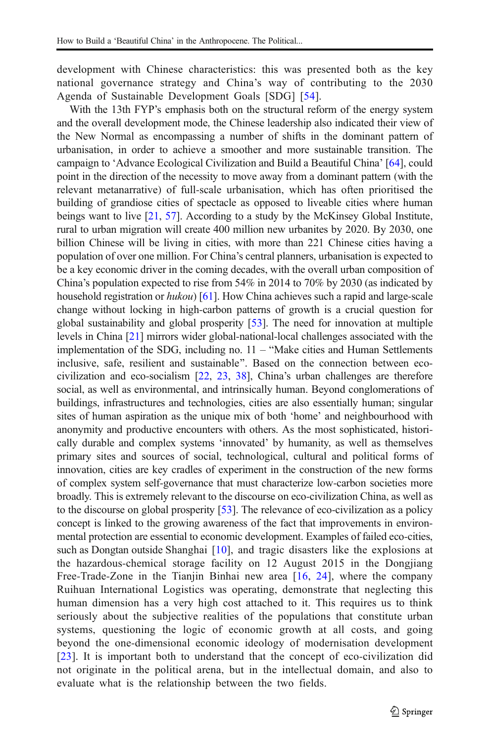development with Chinese characteristics: this was presented both as the key national governance strategy and China's way of contributing to the 2030 Agenda of Sustainable Development Goals [SDG] [54].

With the 13th FYP's emphasis both on the structural reform of the energy system and the overall development mode, the Chinese leadership also indicated their view of the New Normal as encompassing a number of shifts in the dominant pattern of urbanisation, in order to achieve a smoother and more sustainable transition. The campaign to 'Advance Ecological Civilization and Build a Beautiful China' [64], could point in the direction of the necessity to move away from a dominant pattern (with the relevant metanarrative) of full-scale urbanisation, which has often prioritised the building of grandiose cities of spectacle as opposed to liveable cities where human beings want to live [21, 57]. According to a study by the McKinsey Global Institute, rural to urban migration will create 400 million new urbanites by 2020. By 2030, one billion Chinese will be living in cities, with more than 221 Chinese cities having a population of over one million. For China's central planners, urbanisation is expected to be a key economic driver in the coming decades, with the overall urban composition of China's population expected to rise from 54% in 2014 to 70% by 2030 (as indicated by household registration or *hukou*) [61]. How China achieves such a rapid and large-scale change without locking in high-carbon patterns of growth is a crucial question for global sustainability and global prosperity [53]. The need for innovation at multiple levels in China [21] mirrors wider global-national-local challenges associated with the implementation of the SDG, including no. 11 – "Make cities and Human Settlements inclusive, safe, resilient and sustainable". Based on the connection between eco-civilization and eco-socialism [22, 23, 38], China's urban challenges are therefore social, as well as environmental, and intrinsically human. Beyond conglomerations of buildings, infrastructures and technologies, cities are also essentially human; singular sites of human aspiration as the unique mix of both 'home' and neighbourhood with anonymity and productive encounters with others. As the most sophisticated, historically durable and complex systems 'innovated' by humanity, as well as themselves primary sites and sources of social, technological, cultural and political forms of innovation, cities are key cradles of experiment in the construction of the new forms of complex system self-governance that must characterize low-carbon societies more broadly. This is extremely relevant to the discourse on eco-civilization China, as well as to the discourse on global prosperity [53]. The relevance of eco-civilization as a policy concept is linked to the growing awareness of the fact that improvements in environmental protection are essential to economic development. Examples of failed eco-cities, such as Dongtan outside Shanghai [10], and tragic disasters like the explosions at the hazardous-chemical storage facility on 12 August 2015 in the Dongjiang Free-Trade-Zone in the Tianjin Binhai new area [16, 24], where the company Ruihuan International Logistics was operating, demonstrate that neglecting this human dimension has a very high cost attached to it. This requires us to think seriously about the subjective realities of the populations that constitute urban systems, questioning the logic of economic growth at all costs, and going beyond the one-dimensional economic ideology of modernisation development [23]. It is important both to understand that the concept of eco-civilization did not originate in the political arena, but in the intellectual domain, and also to evaluate what is the relationship between the two fields.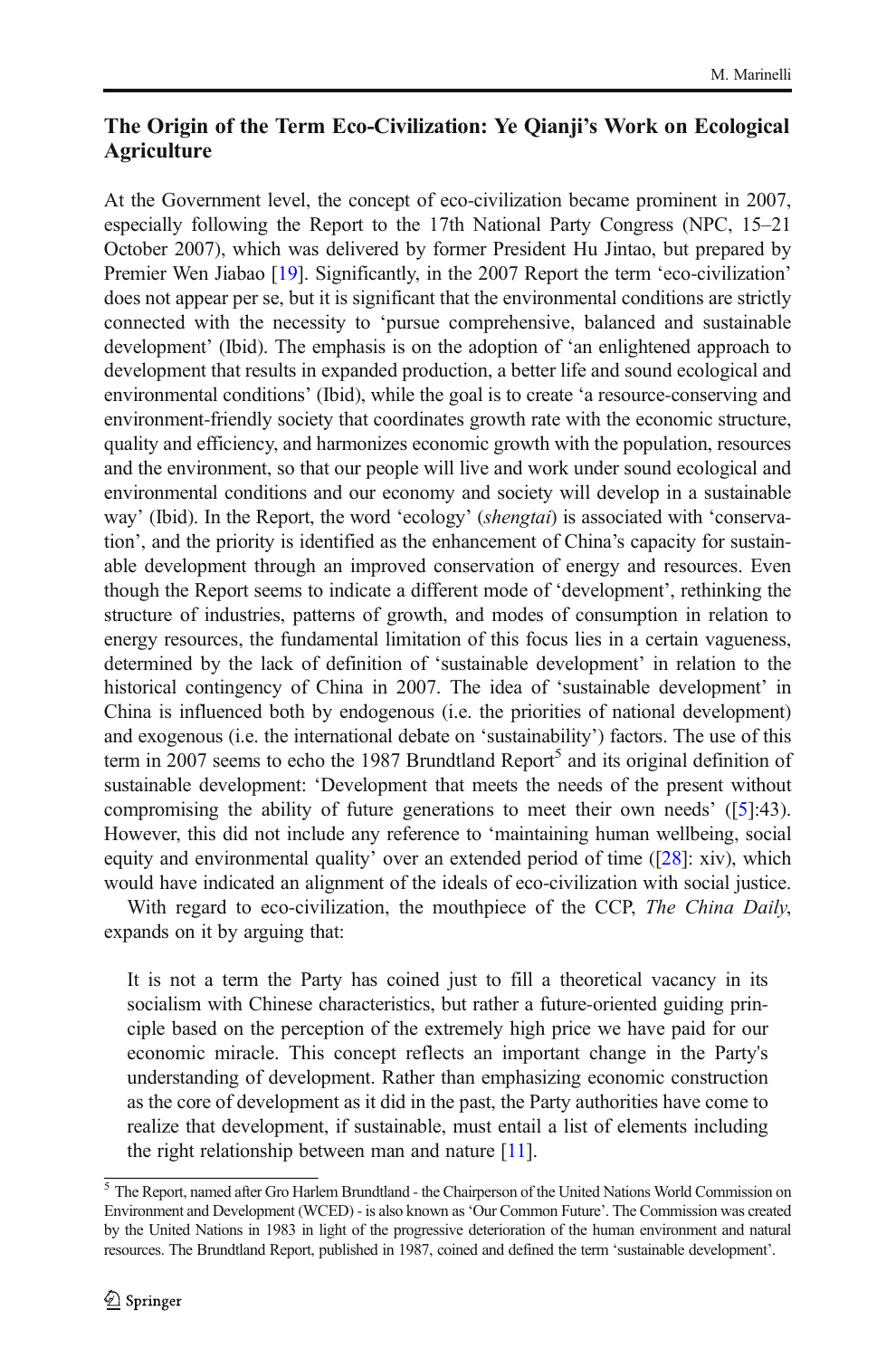## The Origin of the Term Eco-Civilization: Ye Qianji's Work on Ecological Agriculture

At the Government level, the concept of eco-civilization became prominent in 2007, especially following the Report to the 17th National Party Congress (NPC, 15–21 October 2007), which was delivered by former President Hu Jintao, but prepared by Premier Wen Jiabao [19]. Significantly, in the 2007 Report the term 'eco-civilization' does not appear per se, but it is significant that the environmental conditions are strictly connected with the necessity to 'pursue comprehensive, balanced and sustainable development' (Ibid). The emphasis is on the adoption of 'an enlightened approach to development that results in expanded production, a better life and sound ecological and environmental conditions' (Ibid), while the goal is to create 'a resource-conserving and environment-friendly society that coordinates growth rate with the economic structure, quality and efficiency, and harmonizes economic growth with the population, resources and the environment, so that our people will live and work under sound ecological and environmental conditions and our economy and society will develop in a sustainable way' (Ibid). In the Report, the word 'ecology' (*shengtai*) is associated with 'conservation', and the priority is identified as the enhancement of China's capacity for sustainable development through an improved conservation of energy and resources. Even though the Report seems to indicate a different mode of 'development', rethinking the structure of industries, patterns of growth, and modes of consumption in relation to energy resources, the fundamental limitation of this focus lies in a certain vagueness, determined by the lack of definition of 'sustainable development' in relation to the historical contingency of China in 2007. The idea of 'sustainable development' in China is influenced both by endogenous (i.e. the priorities of national development) and exogenous (i.e. the international debate on 'sustainability') factors. The use of this term in 2007 seems to echo the 1987 Brundtland Report[5] and its original definition of sustainable development: 'Development that meets the needs of the present without compromising the ability of future generations to meet their own needs' ([5]:43). However, this did not include any reference to 'maintaining human wellbeing, social equity and environmental quality' over an extended period of time ([28]: xiv), which would have indicated an alignment of the ideals of eco-civilization with social justice.

With regard to eco-civilization, the mouthpiece of the CCP, *The China Daily*, expands on it by arguing that:

> It is not a term the Party has coined just to fill a theoretical vacancy in its socialism with Chinese characteristics, but rather a future-oriented guiding principle based on the perception of the extremely high price we have paid for our economic miracle. This concept reflects an important change in the Party's understanding of development. Rather than emphasizing economic construction as the core of development as it did in the past, the Party authorities have come to realize that development, if sustainable, must entail a list of elements including the right relationship between man and nature [11].

[5] The Report, named after Gro Harlem Brundtland - the Chairperson of the United Nations World Commission on Environment and Development (WCED) - is also known as 'Our Common Future'. The Commission was created by the United Nations in 1983 in light of the progressive deterioration of the human environment and natural resources. The Brundtland Report, published in 1987, coined and defined the term 'sustainable development'.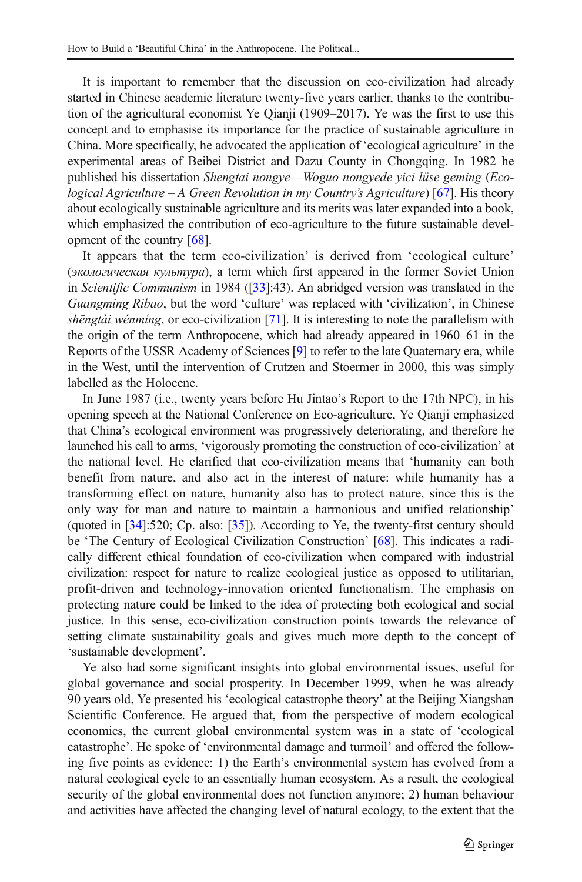It is important to remember that the discussion on eco-civilization had already started in Chinese academic literature twenty-five years earlier, thanks to the contribution of the agricultural economist Ye Qianji (1909–2017). Ye was the first to use this concept and to emphasise its importance for the practice of sustainable agriculture in China. More specifically, he advocated the application of 'ecological agriculture' in the experimental areas of Beibei District and Dazu County in Chongqing. In 1982 he published his dissertation *Shengtai nongye—Woguo nongyede yici lüse geming* (*Ecological Agriculture – A Green Revolution in my Country's Agriculture*) [67]. His theory about ecologically sustainable agriculture and its merits was later expanded into a book, which emphasized the contribution of eco-agriculture to the future sustainable development of the country [68].

It appears that the term eco-civilization' is derived from 'ecological culture' (*экологическая культура*), a term which first appeared in the former Soviet Union in *Scientific Communism* in 1984 ([33]:43). An abridged version was translated in the *Guangming Ribao*, but the word 'culture' was replaced with 'civilization', in Chinese *shēngtài wénmíng*, or eco-civilization [71]. It is interesting to note the parallelism with the origin of the term Anthropocene, which had already appeared in 1960–61 in the Reports of the USSR Academy of Sciences [9] to refer to the late Quaternary era, while in the West, until the intervention of Crutzen and Stoermer in 2000, this was simply labelled as the Holocene.

In June 1987 (i.e., twenty years before Hu Jintao's Report to the 17th NPC), in his opening speech at the National Conference on Eco-agriculture, Ye Qianji emphasized that China's ecological environment was progressively deteriorating, and therefore he launched his call to arms, 'vigorously promoting the construction of eco-civilization' at the national level. He clarified that eco-civilization means that 'humanity can both benefit from nature, and also act in the interest of nature: while humanity has a transforming effect on nature, humanity also has to protect nature, since this is the only way for man and nature to maintain a harmonious and unified relationship' (quoted in [34]:520; Cp. also: [35]). According to Ye, the twenty-first century should be 'The Century of Ecological Civilization Construction' [68]. This indicates a radically different ethical foundation of eco-civilization when compared with industrial civilization: respect for nature to realize ecological justice as opposed to utilitarian, profit-driven and technology-innovation oriented functionalism. The emphasis on protecting nature could be linked to the idea of protecting both ecological and social justice. In this sense, eco-civilization construction points towards the relevance of setting climate sustainability goals and gives much more depth to the concept of 'sustainable development'.

Ye also had some significant insights into global environmental issues, useful for global governance and social prosperity. In December 1999, when he was already 90 years old, Ye presented his 'ecological catastrophe theory' at the Beijing Xiangshan Scientific Conference. He argued that, from the perspective of modern ecological economics, the current global environmental system was in a state of 'ecological catastrophe'. He spoke of 'environmental damage and turmoil' and offered the following five points as evidence: 1) the Earth's environmental system has evolved from a natural ecological cycle to an essentially human ecosystem. As a result, the ecological security of the global environmental does not function anymore; 2) human behaviour and activities have affected the changing level of natural ecology, to the extent that the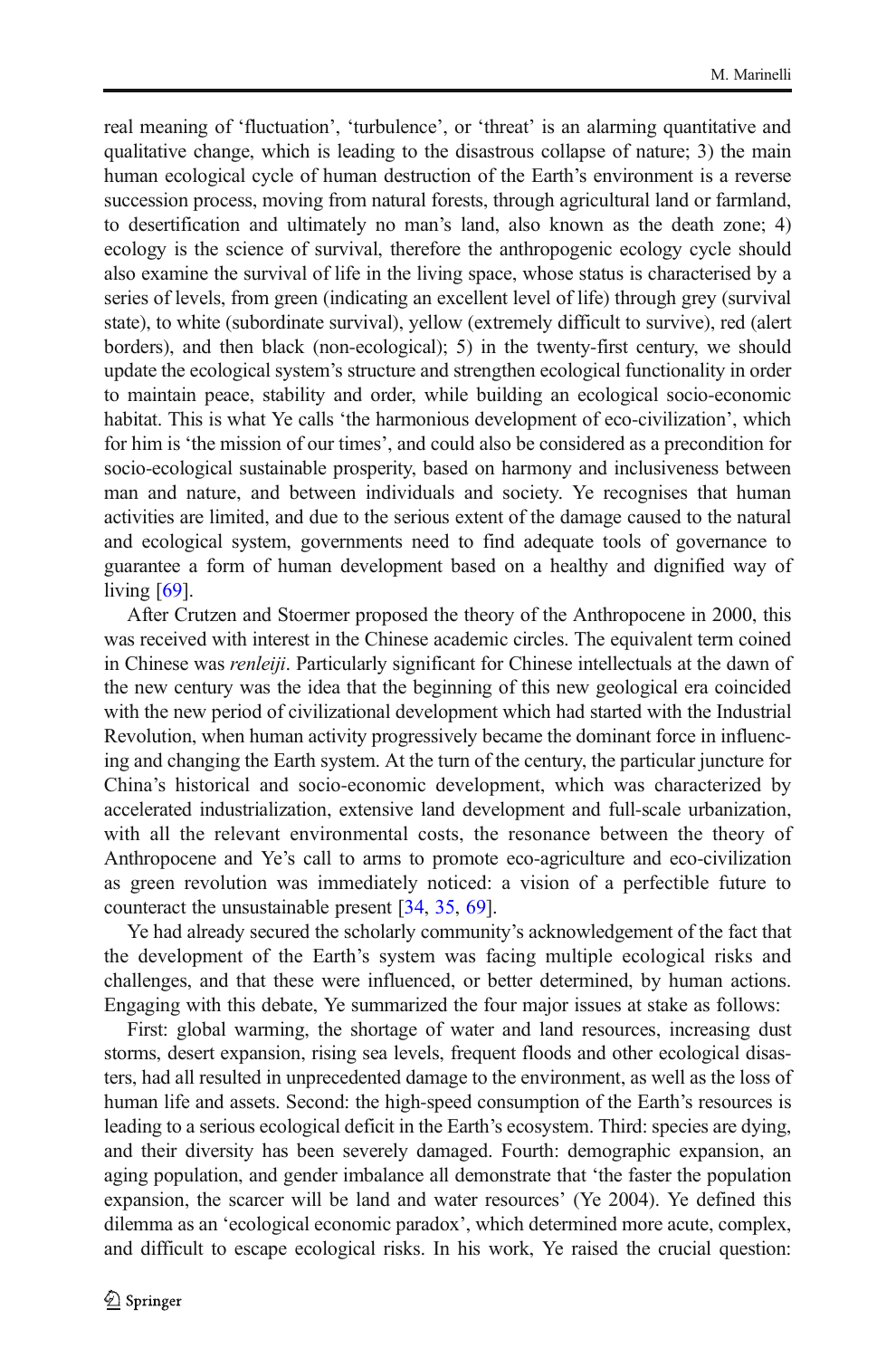real meaning of 'fluctuation', 'turbulence', or 'threat' is an alarming quantitative and qualitative change, which is leading to the disastrous collapse of nature; 3) the main human ecological cycle of human destruction of the Earth's environment is a reverse succession process, moving from natural forests, through agricultural land or farmland, to desertification and ultimately no man's land, also known as the death zone; 4) ecology is the science of survival, therefore the anthropogenic ecology cycle should also examine the survival of life in the living space, whose status is characterised by a series of levels, from green (indicating an excellent level of life) through grey (survival state), to white (subordinate survival), yellow (extremely difficult to survive), red (alert borders), and then black (non-ecological); 5) in the twenty-first century, we should update the ecological system's structure and strengthen ecological functionality in order to maintain peace, stability and order, while building an ecological socio-economic habitat. This is what Ye calls 'the harmonious development of eco-civilization', which for him is 'the mission of our times', and could also be considered as a precondition for socio-ecological sustainable prosperity, based on harmony and inclusiveness between man and nature, and between individuals and society. Ye recognises that human activities are limited, and due to the serious extent of the damage caused to the natural and ecological system, governments need to find adequate tools of governance to guarantee a form of human development based on a healthy and dignified way of living [69].

After Crutzen and Stoermer proposed the theory of the Anthropocene in 2000, this was received with interest in the Chinese academic circles. The equivalent term coined in Chinese was *renleiji*. Particularly significant for Chinese intellectuals at the dawn of the new century was the idea that the beginning of this new geological era coincided with the new period of civilizational development which had started with the Industrial Revolution, when human activity progressively became the dominant force in influencing and changing the Earth system. At the turn of the century, the particular juncture for China's historical and socio-economic development, which was characterized by accelerated industrialization, extensive land development and full-scale urbanization, with all the relevant environmental costs, the resonance between the theory of Anthropocene and Ye's call to arms to promote eco-agriculture and eco-civilization as green revolution was immediately noticed: a vision of a perfectible future to counteract the unsustainable present [34, 35, 69].

Ye had already secured the scholarly community's acknowledgement of the fact that the development of the Earth's system was facing multiple ecological risks and challenges, and that these were influenced, or better determined, by human actions. Engaging with this debate, Ye summarized the four major issues at stake as follows:

First: global warming, the shortage of water and land resources, increasing dust storms, desert expansion, rising sea levels, frequent floods and other ecological disasters, had all resulted in unprecedented damage to the environment, as well as the loss of human life and assets. Second: the high-speed consumption of the Earth's resources is leading to a serious ecological deficit in the Earth's ecosystem. Third: species are dying, and their diversity has been severely damaged. Fourth: demographic expansion, an aging population, and gender imbalance all demonstrate that 'the faster the population expansion, the scarcer will be land and water resources' (Ye 2004). Ye defined this dilemma as an 'ecological economic paradox', which determined more acute, complex, and difficult to escape ecological risks. In his work, Ye raised the crucial question: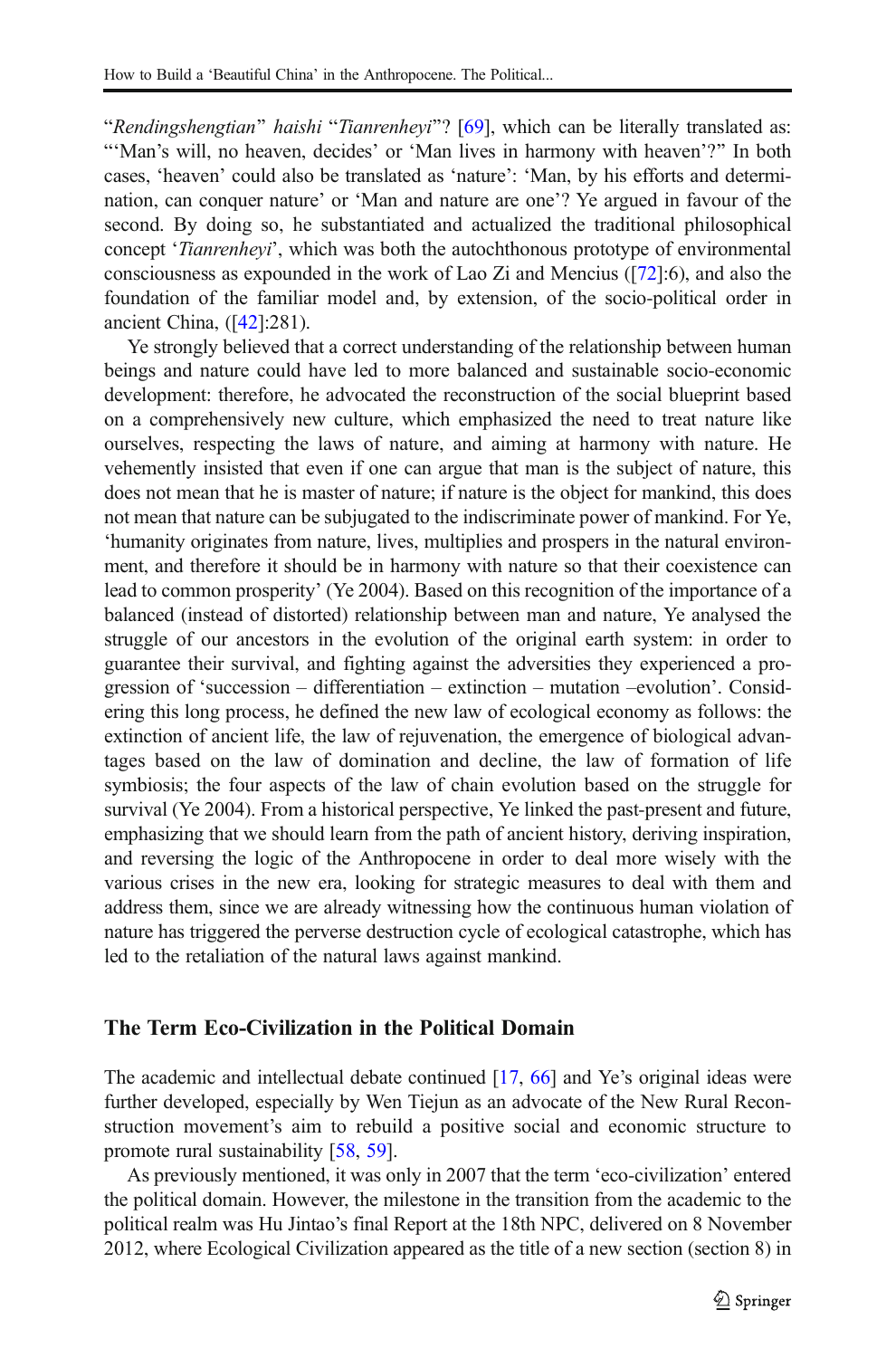"*Rendingshengtian*" *haishi* "*Tianrenheyi*"? [69], which can be literally translated as: "'Man's will, no heaven, decides' or 'Man lives in harmony with heaven'?" In both cases, 'heaven' could also be translated as 'nature': 'Man, by his efforts and determination, can conquer nature' or 'Man and nature are one'? Ye argued in favour of the second. By doing so, he substantiated and actualized the traditional philosophical concept '*Tianrenheyi*', which was both the autochthonous prototype of environmental consciousness as expounded in the work of Lao Zi and Mencius ([72]:6), and also the foundation of the familiar model and, by extension, of the socio-political order in ancient China, ([42]:281).

Ye strongly believed that a correct understanding of the relationship between human beings and nature could have led to more balanced and sustainable socio-economic development: therefore, he advocated the reconstruction of the social blueprint based on a comprehensively new culture, which emphasized the need to treat nature like ourselves, respecting the laws of nature, and aiming at harmony with nature. He vehemently insisted that even if one can argue that man is the subject of nature, this does not mean that he is master of nature; if nature is the object for mankind, this does not mean that nature can be subjugated to the indiscriminate power of mankind. For Ye, 'humanity originates from nature, lives, multiplies and prospers in the natural environment, and therefore it should be in harmony with nature so that their coexistence can lead to common prosperity' (Ye 2004). Based on this recognition of the importance of a balanced (instead of distorted) relationship between man and nature, Ye analysed the struggle of our ancestors in the evolution of the original earth system: in order to guarantee their survival, and fighting against the adversities they experienced a progression of 'succession – differentiation – extinction – mutation –evolution'. Considering this long process, he defined the new law of ecological economy as follows: the extinction of ancient life, the law of rejuvenation, the emergence of biological advantages based on the law of domination and decline, the law of formation of life symbiosis; the four aspects of the law of chain evolution based on the struggle for survival (Ye 2004). From a historical perspective, Ye linked the past-present and future, emphasizing that we should learn from the path of ancient history, deriving inspiration, and reversing the logic of the Anthropocene in order to deal more wisely with the various crises in the new era, looking for strategic measures to deal with them and address them, since we are already witnessing how the continuous human violation of nature has triggered the perverse destruction cycle of ecological catastrophe, which has led to the retaliation of the natural laws against mankind.

## The Term Eco-Civilization in the Political Domain

The academic and intellectual debate continued [17, 66] and Ye's original ideas were further developed, especially by Wen Tiejun as an advocate of the New Rural Reconstruction movement's aim to rebuild a positive social and economic structure to promote rural sustainability [58, 59].

As previously mentioned, it was only in 2007 that the term 'eco-civilization' entered the political domain. However, the milestone in the transition from the academic to the political realm was Hu Jintao's final Report at the 18th NPC, delivered on 8 November 2012, where Ecological Civilization appeared as the title of a new section (section 8) in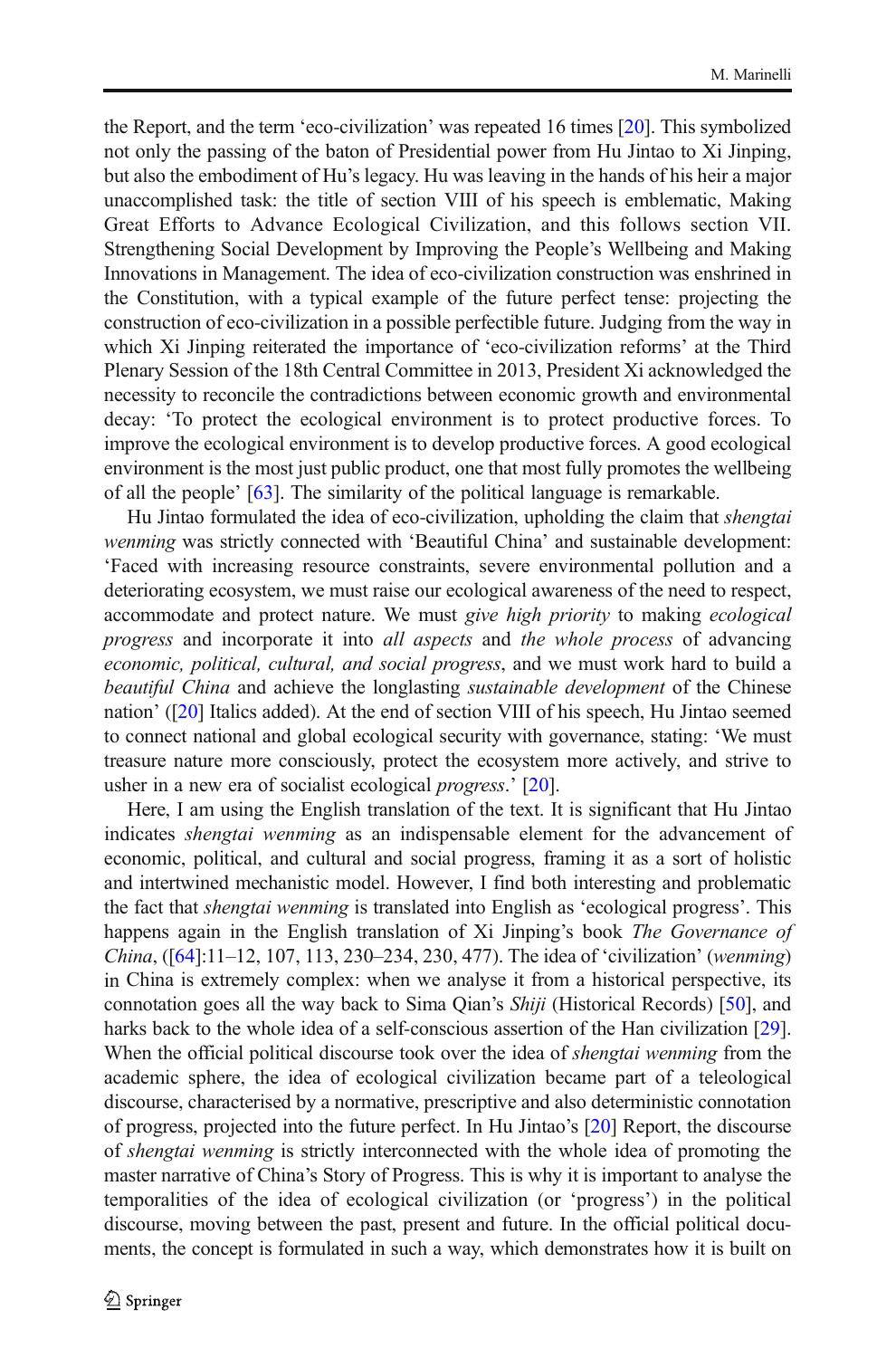the Report, and the term 'eco-civilization' was repeated 16 times [20]. This symbolized not only the passing of the baton of Presidential power from Hu Jintao to Xi Jinping, but also the embodiment of Hu's legacy. Hu was leaving in the hands of his heir a major unaccomplished task: the title of section VIII of his speech is emblematic, Making Great Efforts to Advance Ecological Civilization, and this follows section VII. Strengthening Social Development by Improving the People's Wellbeing and Making Innovations in Management. The idea of eco-civilization construction was enshrined in the Constitution, with a typical example of the future perfect tense: projecting the construction of eco-civilization in a possible perfectible future. Judging from the way in which Xi Jinping reiterated the importance of 'eco-civilization reforms' at the Third Plenary Session of the 18th Central Committee in 2013, President Xi acknowledged the necessity to reconcile the contradictions between economic growth and environmental decay: 'To protect the ecological environment is to protect productive forces. To improve the ecological environment is to develop productive forces. A good ecological environment is the most just public product, one that most fully promotes the wellbeing of all the people' [63]. The similarity of the political language is remarkable.

Hu Jintao formulated the idea of eco-civilization, upholding the claim that *shengtai wenming* was strictly connected with 'Beautiful China' and sustainable development: 'Faced with increasing resource constraints, severe environmental pollution and a deteriorating ecosystem, we must raise our ecological awareness of the need to respect, accommodate and protect nature. We must *give high priority* to making *ecological progress* and incorporate it into *all aspects* and *the whole process* of advancing *economic, political, cultural, and social progress*, and we must work hard to build a *beautiful China* and achieve the longlasting *sustainable development* of the Chinese nation' ([20] Italics added). At the end of section VIII of his speech, Hu Jintao seemed to connect national and global ecological security with governance, stating: 'We must treasure nature more consciously, protect the ecosystem more actively, and strive to usher in a new era of socialist ecological *progress*.' [20].

Here, I am using the English translation of the text. It is significant that Hu Jintao indicates *shengtai wenming* as an indispensable element for the advancement of economic, political, and cultural and social progress, framing it as a sort of holistic and intertwined mechanistic model. However, I find both interesting and problematic the fact that *shengtai wenming* is translated into English as 'ecological progress'. This happens again in the English translation of Xi Jinping's book *The Governance of China*, ([64]:11–12, 107, 113, 230–234, 230, 477). The idea of 'civilization' (*wenming*) in China is extremely complex: when we analyse it from a historical perspective, its connotation goes all the way back to Sima Qian's *Shiji* (Historical Records) [50], and harks back to the whole idea of a self-conscious assertion of the Han civilization [29]. When the official political discourse took over the idea of *shengtai wenming* from the academic sphere, the idea of ecological civilization became part of a teleological discourse, characterised by a normative, prescriptive and also deterministic connotation of progress, projected into the future perfect. In Hu Jintao's [20] Report, the discourse of *shengtai wenming* is strictly interconnected with the whole idea of promoting the master narrative of China's Story of Progress. This is why it is important to analyse the temporalities of the idea of ecological civilization (or 'progress') in the political discourse, moving between the past, present and future. In the official political documents, the concept is formulated in such a way, which demonstrates how it is built on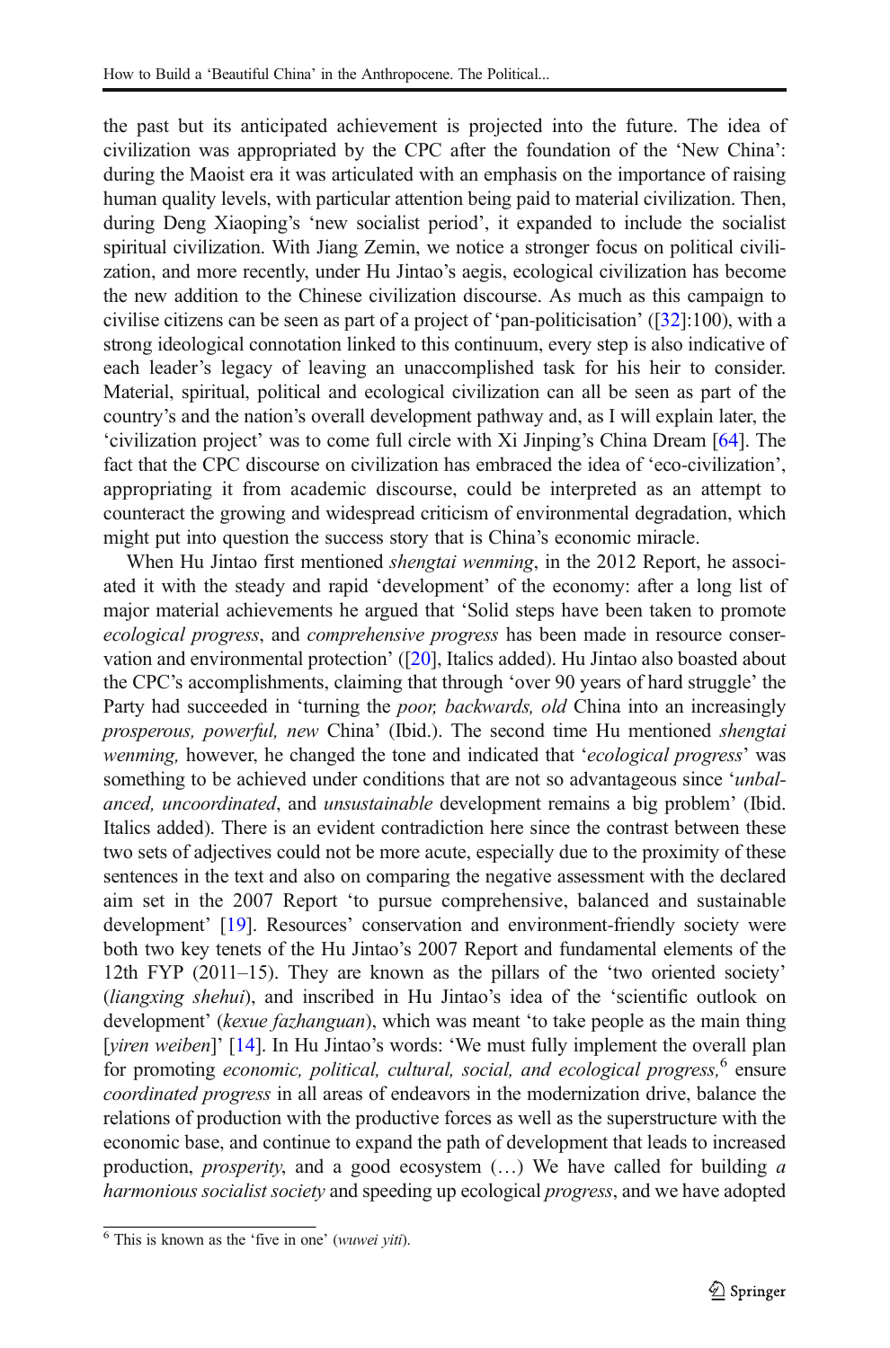the past but its anticipated achievement is projected into the future. The idea of civilization was appropriated by the CPC after the foundation of the 'New China': during the Maoist era it was articulated with an emphasis on the importance of raising human quality levels, with particular attention being paid to material civilization. Then, during Deng Xiaoping's 'new socialist period', it expanded to include the socialist spiritual civilization. With Jiang Zemin, we notice a stronger focus on political civilization, and more recently, under Hu Jintao's aegis, ecological civilization has become the new addition to the Chinese civilization discourse. As much as this campaign to civilise citizens can be seen as part of a project of 'pan-politicisation' ([32]:100), with a strong ideological connotation linked to this continuum, every step is also indicative of each leader's legacy of leaving an unaccomplished task for his heir to consider. Material, spiritual, political and ecological civilization can all be seen as part of the country's and the nation's overall development pathway and, as I will explain later, the 'civilization project' was to come full circle with Xi Jinping's China Dream [64]. The fact that the CPC discourse on civilization has embraced the idea of 'eco-civilization', appropriating it from academic discourse, could be interpreted as an attempt to counteract the growing and widespread criticism of environmental degradation, which might put into question the success story that is China's economic miracle.

When Hu Jintao first mentioned *shengtai wenming*, in the 2012 Report, he associated it with the steady and rapid 'development' of the economy: after a long list of major material achievements he argued that 'Solid steps have been taken to promote *ecological progress*, and *comprehensive progress* has been made in resource conservation and environmental protection' ([20], Italics added). Hu Jintao also boasted about the CPC's accomplishments, claiming that through 'over 90 years of hard struggle' the Party had succeeded in 'turning the *poor, backwards, old* China into an increasingly *prosperous, powerful, new* China' (Ibid.). The second time Hu mentioned *shengtai wenming,* however, he changed the tone and indicated that '*ecological progress*' was something to be achieved under conditions that are not so advantageous since '*unbalanced, uncoordinated*, and *unsustainable* development remains a big problem' (Ibid. Italics added). There is an evident contradiction here since the contrast between these two sets of adjectives could not be more acute, especially due to the proximity of these sentences in the text and also on comparing the negative assessment with the declared aim set in the 2007 Report 'to pursue comprehensive, balanced and sustainable development' [19]. Resources' conservation and environment-friendly society were both two key tenets of the Hu Jintao's 2007 Report and fundamental elements of the 12th FYP (2011–15). They are known as the pillars of the 'two oriented society' (*liangxing shehui*), and inscribed in Hu Jintao's idea of the 'scientific outlook on development' (*kexue fazhanguan*), which was meant 'to take people as the main thing [*yiren weiben*]' [14]. In Hu Jintao's words: 'We must fully implement the overall plan for promoting *economic, political, cultural, social, and ecological progress,*[6] ensure *coordinated progress* in all areas of endeavors in the modernization drive, balance the relations of production with the productive forces as well as the superstructure with the economic base, and continue to expand the path of development that leads to increased production, *prosperity*, and a good ecosystem (…) We have called for building *a harmonious socialist society* and speeding up ecological *progress*, and we have adopted

[6] This is known as the 'five in one' (*wuwei yiti*).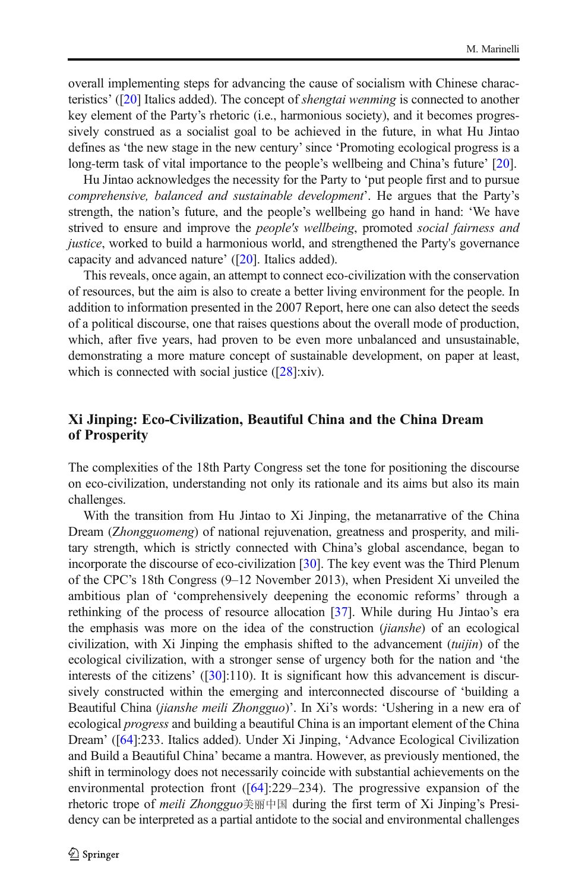overall implementing steps for advancing the cause of socialism with Chinese characteristics' ([20] Italics added). The concept of *shengtai wenming* is connected to another key element of the Party's rhetoric (i.e., harmonious society), and it becomes progressively construed as a socialist goal to be achieved in the future, in what Hu Jintao defines as 'the new stage in the new century' since 'Promoting ecological progress is a long-term task of vital importance to the people's wellbeing and China's future' [20].

Hu Jintao acknowledges the necessity for the Party to 'put people first and to pursue *comprehensive, balanced and sustainable development*'. He argues that the Party's strength, the nation's future, and the people's wellbeing go hand in hand: 'We have strived to ensure and improve the *people's wellbeing*, promoted *social fairness and justice*, worked to build a harmonious world, and strengthened the Party's governance capacity and advanced nature' ([20]. Italics added).

This reveals, once again, an attempt to connect eco-civilization with the conservation of resources, but the aim is also to create a better living environment for the people. In addition to information presented in the 2007 Report, here one can also detect the seeds of a political discourse, one that raises questions about the overall mode of production, which, after five years, had proven to be even more unbalanced and unsustainable, demonstrating a more mature concept of sustainable development, on paper at least, which is connected with social justice ([28]:xiv).

## Xi Jinping: Eco-Civilization, Beautiful China and the China Dream of Prosperity

The complexities of the 18th Party Congress set the tone for positioning the discourse on eco-civilization, understanding not only its rationale and its aims but also its main challenges.

With the transition from Hu Jintao to Xi Jinping, the metanarrative of the China Dream (Z*hongguomeng*) of national rejuvenation, greatness and prosperity, and military strength, which is strictly connected with China's global ascendance, began to incorporate the discourse of eco-civilization [30]. The key event was the Third Plenum of the CPC's 18th Congress (9–12 November 2013), when President Xi unveiled the ambitious plan of 'comprehensively deepening the economic reforms' through a rethinking of the process of resource allocation [37]. While during Hu Jintao's era the emphasis was more on the idea of the construction (*jianshe*) of an ecological civilization, with Xi Jinping the emphasis shifted to the advancement (*tuijin*) of the ecological civilization, with a stronger sense of urgency both for the nation and 'the interests of the citizens' ([30]:110). It is significant how this advancement is discursively constructed within the emerging and interconnected discourse of 'building a Beautiful China (*jianshe meili Zhongguo*)'. In Xi's words: 'Ushering in a new era of ecological *progress* and building a beautiful China is an important element of the China Dream' ([64]:233. Italics added). Under Xi Jinping, 'Advance Ecological Civilization and Build a Beautiful China' became a mantra. However, as previously mentioned, the shift in terminology does not necessarily coincide with substantial achievements on the environmental protection front ([64]:229–234). The progressive expansion of the rhetoric trope of *meili Zhongguo*美丽中国 during the first term of Xi Jinping's Presidency can be interpreted as a partial antidote to the social and environmental challenges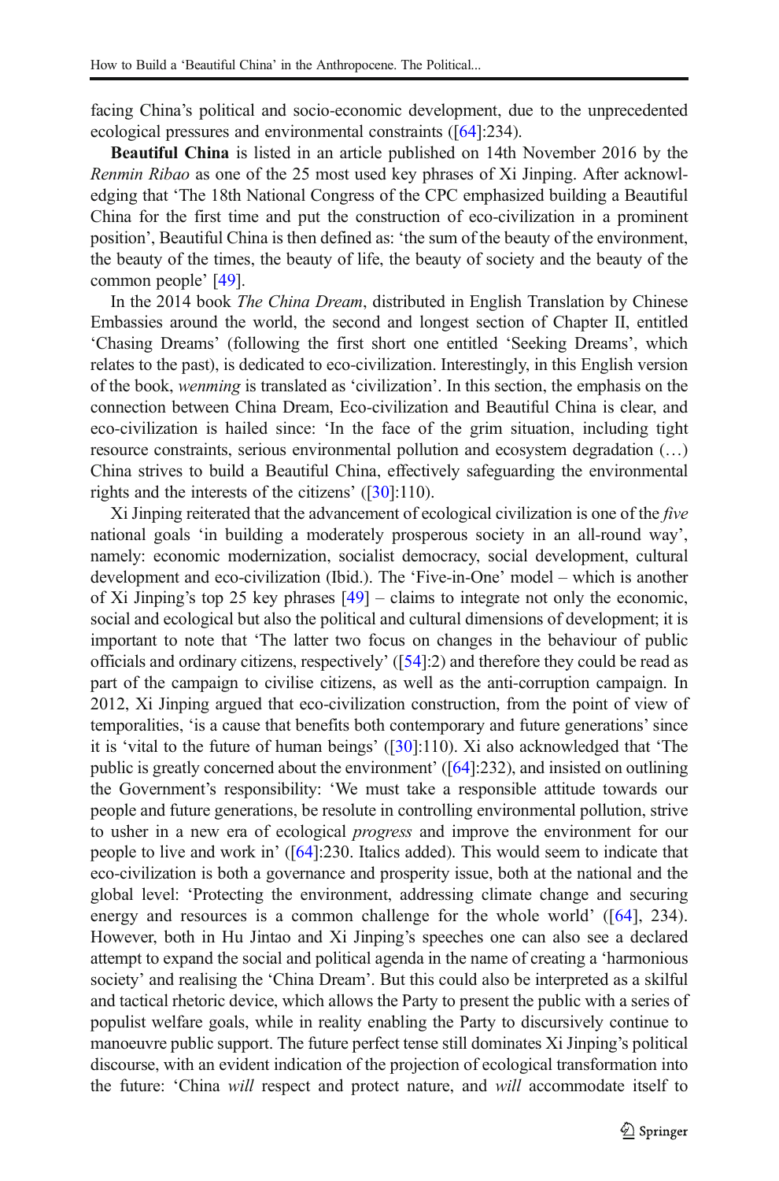facing China's political and socio-economic development, due to the unprecedented ecological pressures and environmental constraints ([64]:234).

**Beautiful China** is listed in an article published on 14th November 2016 by the *Renmin Ribao* as one of the 25 most used key phrases of Xi Jinping. After acknowledging that 'The 18th National Congress of the CPC emphasized building a Beautiful China for the first time and put the construction of eco-civilization in a prominent position', Beautiful China is then defined as: 'the sum of the beauty of the environment, the beauty of the times, the beauty of life, the beauty of society and the beauty of the common people' [49].

In the 2014 book *The China Dream*, distributed in English Translation by Chinese Embassies around the world, the second and longest section of Chapter II, entitled 'Chasing Dreams' (following the first short one entitled 'Seeking Dreams', which relates to the past), is dedicated to eco-civilization. Interestingly, in this English version of the book, *wenming* is translated as 'civilization'. In this section, the emphasis on the connection between China Dream, Eco-civilization and Beautiful China is clear, and eco-civilization is hailed since: 'In the face of the grim situation, including tight resource constraints, serious environmental pollution and ecosystem degradation (…) China strives to build a Beautiful China, effectively safeguarding the environmental rights and the interests of the citizens' ([30]:110).

Xi Jinping reiterated that the advancement of ecological civilization is one of the *five* national goals 'in building a moderately prosperous society in an all-round way', namely: economic modernization, socialist democracy, social development, cultural development and eco-civilization (Ibid.). The 'Five-in-One' model – which is another of Xi Jinping's top 25 key phrases [49] – claims to integrate not only the economic, social and ecological but also the political and cultural dimensions of development; it is important to note that 'The latter two focus on changes in the behaviour of public officials and ordinary citizens, respectively' ([54]:2) and therefore they could be read as part of the campaign to civilise citizens, as well as the anti-corruption campaign. In 2012, Xi Jinping argued that eco-civilization construction, from the point of view of temporalities, 'is a cause that benefits both contemporary and future generations' since it is 'vital to the future of human beings' ([30]:110). Xi also acknowledged that 'The public is greatly concerned about the environment' ([64]:232), and insisted on outlining the Government's responsibility: 'We must take a responsible attitude towards our people and future generations, be resolute in controlling environmental pollution, strive to usher in a new era of ecological *progress* and improve the environment for our people to live and work in' ([64]:230. Italics added). This would seem to indicate that eco-civilization is both a governance and prosperity issue, both at the national and the global level: 'Protecting the environment, addressing climate change and securing energy and resources is a common challenge for the whole world' ([64], 234). However, both in Hu Jintao and Xi Jinping's speeches one can also see a declared attempt to expand the social and political agenda in the name of creating a 'harmonious society' and realising the 'China Dream'. But this could also be interpreted as a skilful and tactical rhetoric device, which allows the Party to present the public with a series of populist welfare goals, while in reality enabling the Party to discursively continue to manoeuvre public support. The future perfect tense still dominates Xi Jinping's political discourse, with an evident indication of the projection of ecological transformation into the future: 'China *will* respect and protect nature, and *will* accommodate itself to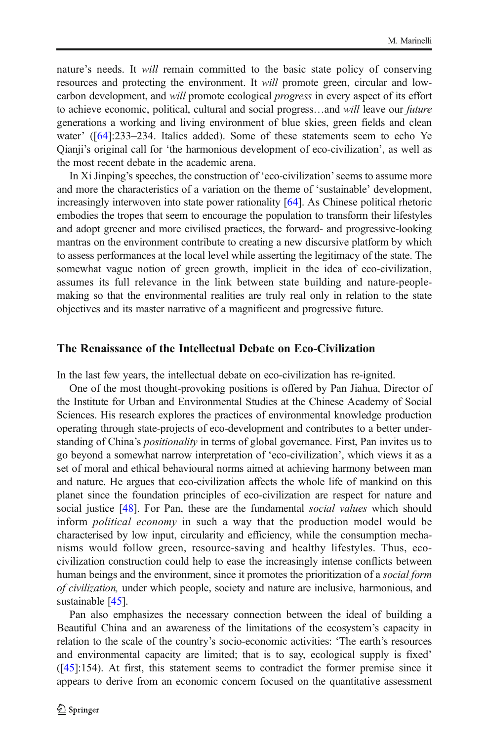nature's needs. It *will* remain committed to the basic state policy of conserving resources and protecting the environment. It *will* promote green, circular and low-carbon development, and *will* promote ecological *progress* in every aspect of its effort to achieve economic, political, cultural and social progress…and *will* leave our *future* generations a working and living environment of blue skies, green fields and clean water' ([64]:233–234. Italics added). Some of these statements seem to echo Ye Qianji's original call for 'the harmonious development of eco-civilization', as well as the most recent debate in the academic arena.

In Xi Jinping's speeches, the construction of 'eco-civilization' seems to assume more and more the characteristics of a variation on the theme of 'sustainable' development, increasingly interwoven into state power rationality [64]. As Chinese political rhetoric embodies the tropes that seem to encourage the population to transform their lifestyles and adopt greener and more civilised practices, the forward- and progressive-looking mantras on the environment contribute to creating a new discursive platform by which to assess performances at the local level while asserting the legitimacy of the state. The somewhat vague notion of green growth, implicit in the idea of eco-civilization, assumes its full relevance in the link between state building and nature-people-making so that the environmental realities are truly real only in relation to the state objectives and its master narrative of a magnificent and progressive future.

## The Renaissance of the Intellectual Debate on Eco-Civilization

In the last few years, the intellectual debate on eco-civilization has re-ignited.

One of the most thought-provoking positions is offered by Pan Jiahua, Director of the Institute for Urban and Environmental Studies at the Chinese Academy of Social Sciences. His research explores the practices of environmental knowledge production operating through state-projects of eco-development and contributes to a better understanding of China's *positionality* in terms of global governance. First, Pan invites us to go beyond a somewhat narrow interpretation of 'eco-civilization', which views it as a set of moral and ethical behavioural norms aimed at achieving harmony between man and nature. He argues that eco-civilization affects the whole life of mankind on this planet since the foundation principles of eco-civilization are respect for nature and social justice [48]. For Pan, these are the fundamental *social values* which should inform *political economy* in such a way that the production model would be characterised by low input, circularity and efficiency, while the consumption mechanisms would follow green, resource-saving and healthy lifestyles. Thus, eco-civilization construction could help to ease the increasingly intense conflicts between human beings and the environment, since it promotes the prioritization of a *social form of civilization,* under which people, society and nature are inclusive, harmonious, and sustainable [45].

Pan also emphasizes the necessary connection between the ideal of building a Beautiful China and an awareness of the limitations of the ecosystem's capacity in relation to the scale of the country's socio-economic activities: 'The earth's resources and environmental capacity are limited; that is to say, ecological supply is fixed' ([45]:154). At first, this statement seems to contradict the former premise since it appears to derive from an economic concern focused on the quantitative assessment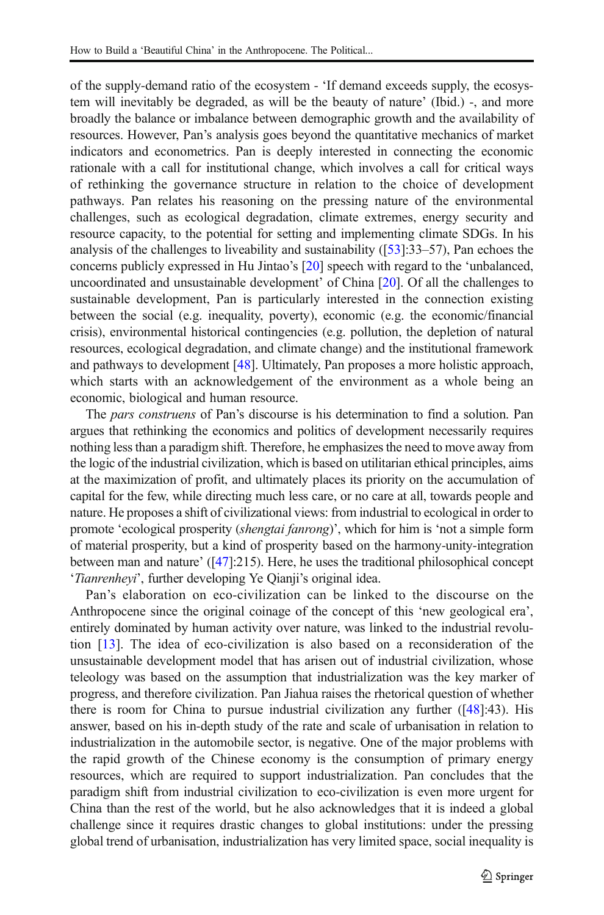of the supply-demand ratio of the ecosystem - 'If demand exceeds supply, the ecosystem will inevitably be degraded, as will be the beauty of nature' (Ibid.) -, and more broadly the balance or imbalance between demographic growth and the availability of resources. However, Pan's analysis goes beyond the quantitative mechanics of market indicators and econometrics. Pan is deeply interested in connecting the economic rationale with a call for institutional change, which involves a call for critical ways of rethinking the governance structure in relation to the choice of development pathways. Pan relates his reasoning on the pressing nature of the environmental challenges, such as ecological degradation, climate extremes, energy security and resource capacity, to the potential for setting and implementing climate SDGs. In his analysis of the challenges to liveability and sustainability ([53]:33–57), Pan echoes the concerns publicly expressed in Hu Jintao's [20] speech with regard to the 'unbalanced, uncoordinated and unsustainable development' of China [20]. Of all the challenges to sustainable development, Pan is particularly interested in the connection existing between the social (e.g. inequality, poverty), economic (e.g. the economic/financial crisis), environmental historical contingencies (e.g. pollution, the depletion of natural resources, ecological degradation, and climate change) and the institutional framework and pathways to development [48]. Ultimately, Pan proposes a more holistic approach, which starts with an acknowledgement of the environment as a whole being an economic, biological and human resource.

The *pars construens* of Pan's discourse is his determination to find a solution. Pan argues that rethinking the economics and politics of development necessarily requires nothing less than a paradigm shift. Therefore, he emphasizes the need to move away from the logic of the industrial civilization, which is based on utilitarian ethical principles, aims at the maximization of profit, and ultimately places its priority on the accumulation of capital for the few, while directing much less care, or no care at all, towards people and nature. He proposes a shift of civilizational views: from industrial to ecological in order to promote 'ecological prosperity (*shengtai fanrong*)', which for him is 'not a simple form of material prosperity, but a kind of prosperity based on the harmony-unity-integration between man and nature' ([47]:215). Here, he uses the traditional philosophical concept '*Tianrenheyi*', further developing Ye Qianji's original idea.

Pan's elaboration on eco-civilization can be linked to the discourse on the Anthropocene since the original coinage of the concept of this 'new geological era', entirely dominated by human activity over nature, was linked to the industrial revolution [13]. The idea of eco-civilization is also based on a reconsideration of the unsustainable development model that has arisen out of industrial civilization, whose teleology was based on the assumption that industrialization was the key marker of progress, and therefore civilization. Pan Jiahua raises the rhetorical question of whether there is room for China to pursue industrial civilization any further ([48]:43). His answer, based on his in-depth study of the rate and scale of urbanisation in relation to industrialization in the automobile sector, is negative. One of the major problems with the rapid growth of the Chinese economy is the consumption of primary energy resources, which are required to support industrialization. Pan concludes that the paradigm shift from industrial civilization to eco-civilization is even more urgent for China than the rest of the world, but he also acknowledges that it is indeed a global challenge since it requires drastic changes to global institutions: under the pressing global trend of urbanisation, industrialization has very limited space, social inequality is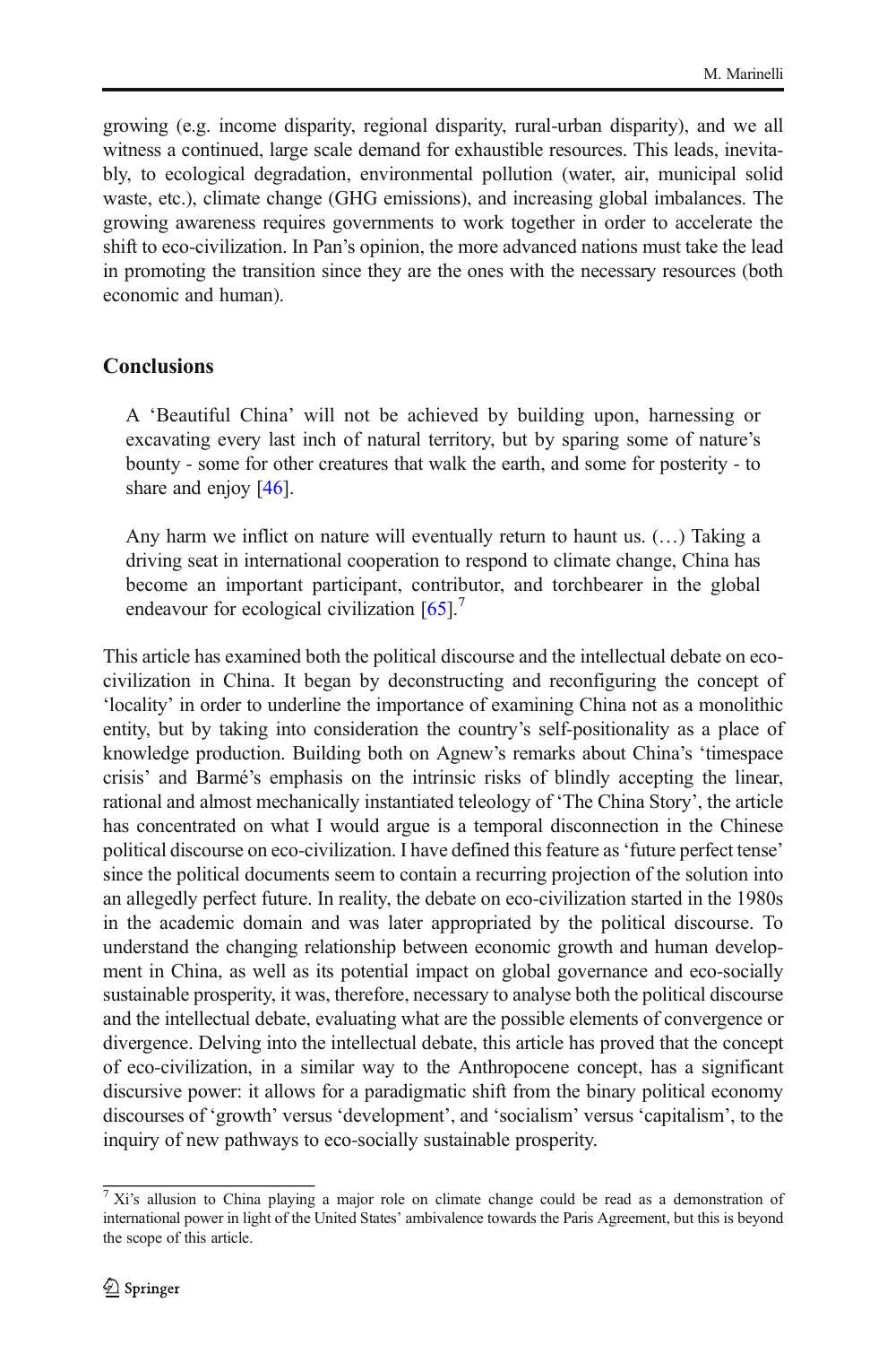growing (e.g. income disparity, regional disparity, rural-urban disparity), and we all witness a continued, large scale demand for exhaustible resources. This leads, inevitably, to ecological degradation, environmental pollution (water, air, municipal solid waste, etc.), climate change (GHG emissions), and increasing global imbalances. The growing awareness requires governments to work together in order to accelerate the shift to eco-civilization. In Pan's opinion, the more advanced nations must take the lead in promoting the transition since they are the ones with the necessary resources (both economic and human).

## Conclusions

> A 'Beautiful China' will not be achieved by building upon, harnessing or excavating every last inch of natural territory, but by sparing some of nature's bounty - some for other creatures that walk the earth, and some for posterity - to share and enjoy [46].

> Any harm we inflict on nature will eventually return to haunt us. (…) Taking a driving seat in international cooperation to respond to climate change, China has become an important participant, contributor, and torchbearer in the global endeavour for ecological civilization [65].[7]

This article has examined both the political discourse and the intellectual debate on eco-civilization in China. It began by deconstructing and reconfiguring the concept of 'locality' in order to underline the importance of examining China not as a monolithic entity, but by taking into consideration the country's self-positionality as a place of knowledge production. Building both on Agnew's remarks about China's 'timespace crisis' and Barmé's emphasis on the intrinsic risks of blindly accepting the linear, rational and almost mechanically instantiated teleology of 'The China Story', the article has concentrated on what I would argue is a temporal disconnection in the Chinese political discourse on eco-civilization. I have defined this feature as 'future perfect tense' since the political documents seem to contain a recurring projection of the solution into an allegedly perfect future. In reality, the debate on eco-civilization started in the 1980s in the academic domain and was later appropriated by the political discourse. To understand the changing relationship between economic growth and human development in China, as well as its potential impact on global governance and eco-socially sustainable prosperity, it was, therefore, necessary to analyse both the political discourse and the intellectual debate, evaluating what are the possible elements of convergence or divergence. Delving into the intellectual debate, this article has proved that the concept of eco-civilization, in a similar way to the Anthropocene concept, has a significant discursive power: it allows for a paradigmatic shift from the binary political economy discourses of 'growth' versus 'development', and 'socialism' versus 'capitalism', to the inquiry of new pathways to eco-socially sustainable prosperity.

---

[7] Xi's allusion to China playing a major role on climate change could be read as a demonstration of international power in light of the United States' ambivalence towards the Paris Agreement, but this is beyond the scope of this article.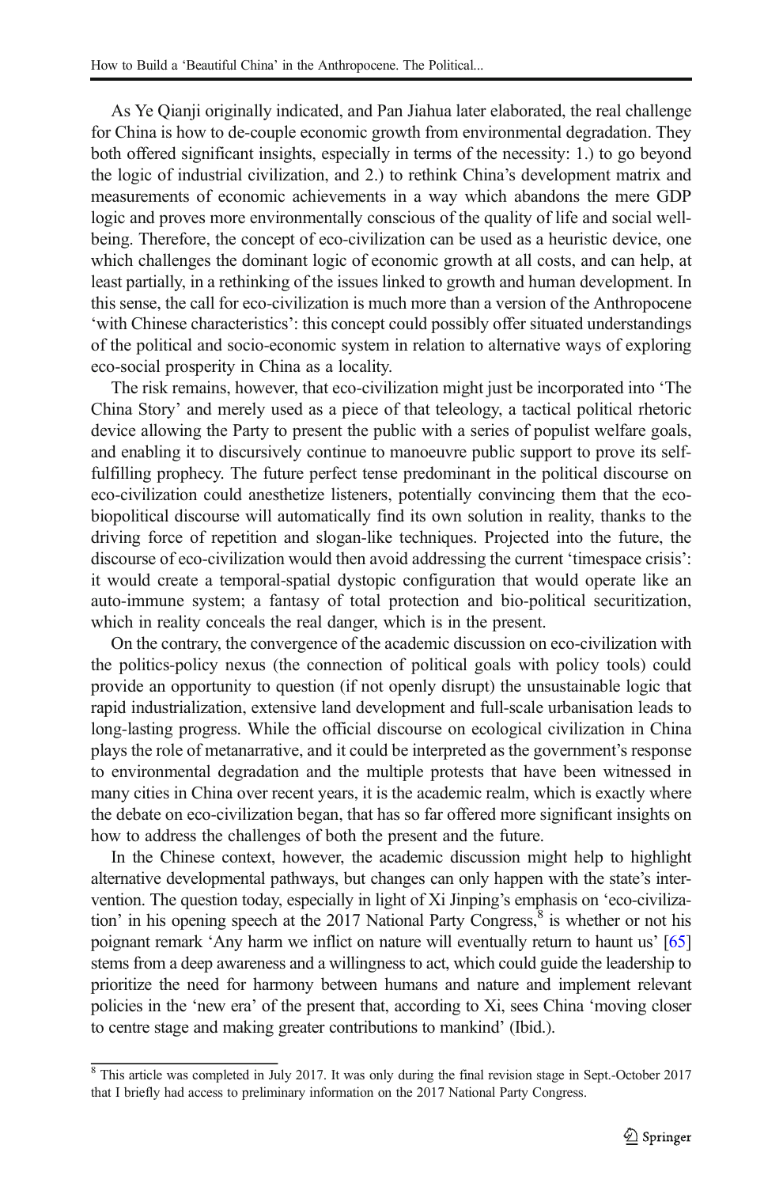As Ye Qianji originally indicated, and Pan Jiahua later elaborated, the real challenge for China is how to de-couple economic growth from environmental degradation. They both offered significant insights, especially in terms of the necessity: 1.) to go beyond the logic of industrial civilization, and 2.) to rethink China's development matrix and measurements of economic achievements in a way which abandons the mere GDP logic and proves more environmentally conscious of the quality of life and social well-being. Therefore, the concept of eco-civilization can be used as a heuristic device, one which challenges the dominant logic of economic growth at all costs, and can help, at least partially, in a rethinking of the issues linked to growth and human development. In this sense, the call for eco-civilization is much more than a version of the Anthropocene 'with Chinese characteristics': this concept could possibly offer situated understandings of the political and socio-economic system in relation to alternative ways of exploring eco-social prosperity in China as a locality.

The risk remains, however, that eco-civilization might just be incorporated into 'The China Story' and merely used as a piece of that teleology, a tactical political rhetoric device allowing the Party to present the public with a series of populist welfare goals, and enabling it to discursively continue to manoeuvre public support to prove its self-fulfilling prophecy. The future perfect tense predominant in the political discourse on eco-civilization could anesthetize listeners, potentially convincing them that the eco-biopolitical discourse will automatically find its own solution in reality, thanks to the driving force of repetition and slogan-like techniques. Projected into the future, the discourse of eco-civilization would then avoid addressing the current 'timespace crisis': it would create a temporal-spatial dystopic configuration that would operate like an auto-immune system; a fantasy of total protection and bio-political securitization, which in reality conceals the real danger, which is in the present.

On the contrary, the convergence of the academic discussion on eco-civilization with the politics-policy nexus (the connection of political goals with policy tools) could provide an opportunity to question (if not openly disrupt) the unsustainable logic that rapid industrialization, extensive land development and full-scale urbanisation leads to long-lasting progress. While the official discourse on ecological civilization in China plays the role of metanarrative, and it could be interpreted as the government's response to environmental degradation and the multiple protests that have been witnessed in many cities in China over recent years, it is the academic realm, which is exactly where the debate on eco-civilization began, that has so far offered more significant insights on how to address the challenges of both the present and the future.

In the Chinese context, however, the academic discussion might help to highlight alternative developmental pathways, but changes can only happen with the state's intervention. The question today, especially in light of Xi Jinping's emphasis on 'eco-civilization' in his opening speech at the 2017 National Party Congress,[8] is whether or not his poignant remark 'Any harm we inflict on nature will eventually return to haunt us' [65] stems from a deep awareness and a willingness to act, which could guide the leadership to prioritize the need for harmony between humans and nature and implement relevant policies in the 'new era' of the present that, according to Xi, sees China 'moving closer to centre stage and making greater contributions to mankind' (Ibid.).

[8] This article was completed in July 2017. It was only during the final revision stage in Sept.-October 2017 that I briefly had access to preliminary information on the 2017 National Party Congress.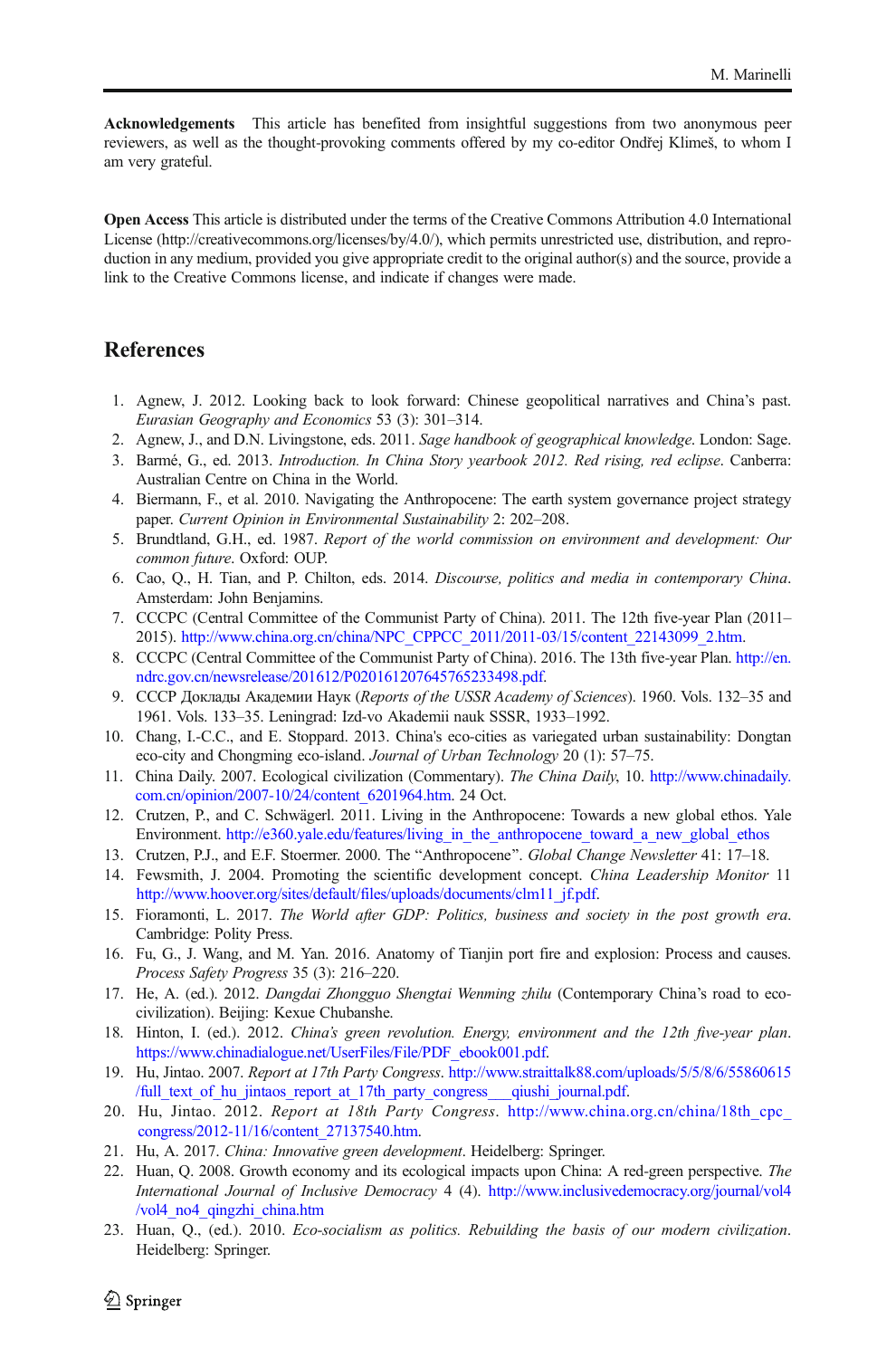**Acknowledgements** This article has benefited from insightful suggestions from two anonymous peer reviewers, as well as the thought-provoking comments offered by my co-editor Ondřej Klimeš, to whom I am very grateful.

**Open Access** This article is distributed under the terms of the Creative Commons Attribution 4.0 International License (http://creativecommons.org/licenses/by/4.0/), which permits unrestricted use, distribution, and reproduction in any medium, provided you give appropriate credit to the original author(s) and the source, provide a link to the Creative Commons license, and indicate if changes were made.

## References

1. Agnew, J. 2012. Looking back to look forward: Chinese geopolitical narratives and China's past. *Eurasian Geography and Economics* 53 (3): 301–314.
2. Agnew, J., and D.N. Livingstone, eds. 2011. *Sage handbook of geographical knowledge*. London: Sage.
3. Barmé, G., ed. 2013. *Introduction. In China Story yearbook 2012. Red rising, red eclipse*. Canberra: Australian Centre on China in the World.
4. Biermann, F., et al. 2010. Navigating the Anthropocene: The earth system governance project strategy paper. *Current Opinion in Environmental Sustainability* 2: 202–208.
5. Brundtland, G.H., ed. 1987. *Report of the world commission on environment and development: Our common future*. Oxford: OUP.
6. Cao, Q., H. Tian, and P. Chilton, eds. 2014. *Discourse, politics and media in contemporary China*. Amsterdam: John Benjamins.
7. CCCPC (Central Committee of the Communist Party of China). 2011. The 12th five-year Plan (2011–2015). http://www.china.org.cn/china/NPC_CPPCC_2011/2011-03/15/content_22143099_2.htm.
8. CCCPC (Central Committee of the Communist Party of China). 2016. The 13th five-year Plan. http://en.ndrc.gov.cn/newsrelease/201612/P020161207645765233498.pdf.
9. СССР Доклады Академии Наук (*Reports of the USSR Academy of Sciences*). 1960. Vols. 132–35 and 1961. Vols. 133–35. Leningrad: Izd-vo Akademii nauk SSSR, 1933–1992.
10. Chang, I.-C.C., and E. Stoppard. 2013. China's eco-cities as variegated urban sustainability: Dongtan eco-city and Chongming eco-island. *Journal of Urban Technology* 20 (1): 57–75.
11. China Daily. 2007. Ecological civilization (Commentary). *The China Daily*, 10. http://www.chinadaily.com.cn/opinion/2007-10/24/content_6201964.htm. 24 Oct.
12. Crutzen, P., and C. Schwägerl. 2011. Living in the Anthropocene: Towards a new global ethos. Yale Environment. http://e360.yale.edu/features/living_in_the_anthropocene_toward_a_new_global_ethos
13. Crutzen, P.J., and E.F. Stoermer. 2000. The "Anthropocene". *Global Change Newsletter* 41: 17–18.
14. Fewsmith, J. 2004. Promoting the scientific development concept. *China Leadership Monitor* 11 http://www.hoover.org/sites/default/files/uploads/documents/clm11_jf.pdf.
15. Fioramonti, L. 2017. *The World after GDP: Politics, business and society in the post growth era*. Cambridge: Polity Press.
16. Fu, G., J. Wang, and M. Yan. 2016. Anatomy of Tianjin port fire and explosion: Process and causes. *Process Safety Progress* 35 (3): 216–220.
17. He, A. (ed.). 2012. *Dangdai Zhongguo Shengtai Wenming zhilu* (Contemporary China's road to eco-civilization). Beijing: Kexue Chubanshe.
18. Hinton, I. (ed.). 2012. *China's green revolution. Energy, environment and the 12th five-year plan*. https://www.chinadialogue.net/UserFiles/File/PDF_ebook001.pdf.
19. Hu, Jintao. 2007. *Report at 17th Party Congress*. http://www.straittalk88.com/uploads/5/5/8/6/55860615/full_text_of_hu_jintaos_report_at_17th_party_congress___qiushi_journal.pdf.
20. Hu, Jintao. 2012. *Report at 18th Party Congress*. http://www.china.org.cn/china/18th_cpc_congress/2012-11/16/content_27137540.htm.
21. Hu, A. 2017. *China: Innovative green development*. Heidelberg: Springer.
22. Huan, Q. 2008. Growth economy and its ecological impacts upon China: A red-green perspective. *The International Journal of Inclusive Democracy* 4 (4). http://www.inclusivedemocracy.org/journal/vol4/vol4_no4_qingzhi_china.htm
23. Huan, Q., (ed.). 2010. *Eco-socialism as politics. Rebuilding the basis of our modern civilization*. Heidelberg: Springer.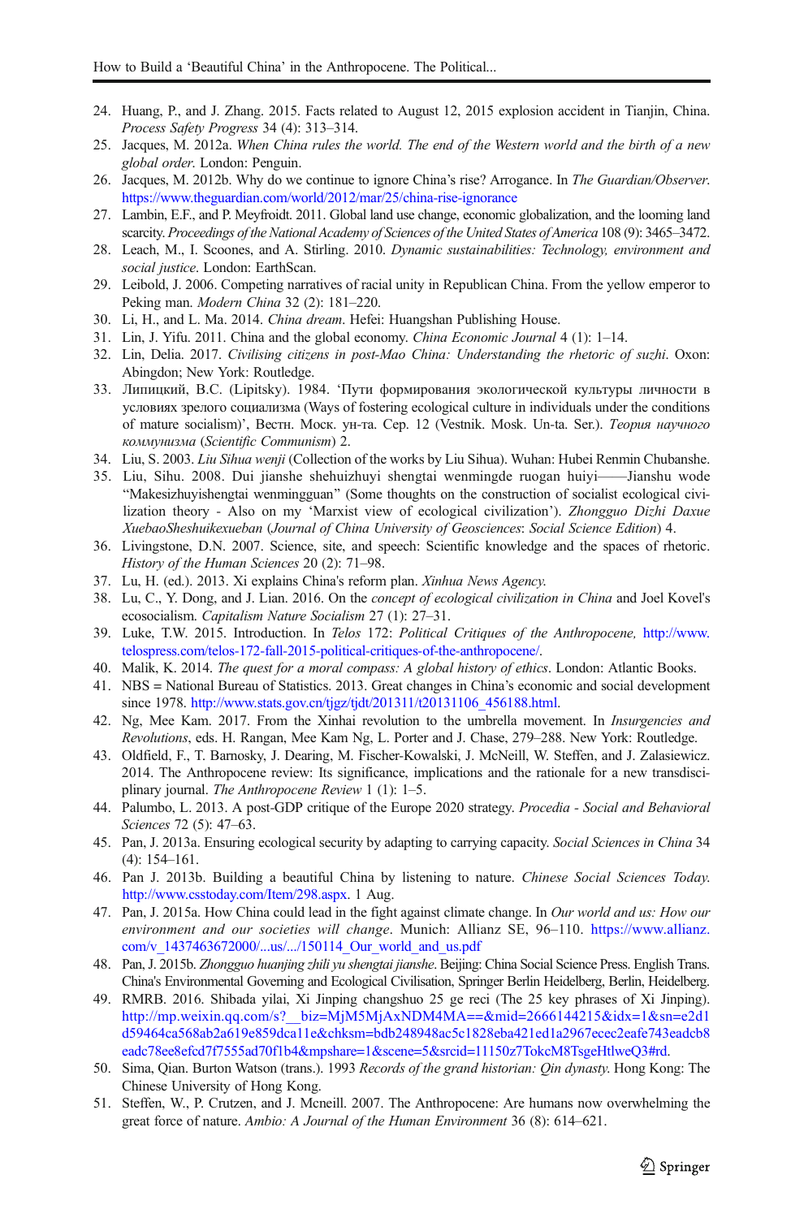24. Huang, P., and J. Zhang. 2015. Facts related to August 12, 2015 explosion accident in Tianjin, China. *Process Safety Progress* 34 (4): 313–314.
25. Jacques, M. 2012a. *When China rules the world. The end of the Western world and the birth of a new global order*. London: Penguin.
26. Jacques, M. 2012b. Why do we continue to ignore China's rise? Arrogance. In *The Guardian/Observer*. https://www.theguardian.com/world/2012/mar/25/china-rise-ignorance
27. Lambin, E.F., and P. Meyfroidt. 2011. Global land use change, economic globalization, and the looming land scarcity. *Proceedings of the National Academy of Sciences of the United States of America* 108 (9): 3465–3472.
28. Leach, M., I. Scoones, and A. Stirling. 2010. *Dynamic sustainabilities: Technology, environment and social justice*. London: EarthScan.
29. Leibold, J. 2006. Competing narratives of racial unity in Republican China. From the yellow emperor to Peking man. *Modern China* 32 (2): 181–220.
30. Li, H., and L. Ma. 2014. *China dream*. Hefei: Huangshan Publishing House.
31. Lin, J. Yifu. 2011. China and the global economy. *China Economic Journal* 4 (1): 1–14.
32. Lin, Delia. 2017. *Civilising citizens in post-Mao China: Understanding the rhetoric of suzhi*. Oxon: Abingdon; New York: Routledge.
33. Липицкий, В.С. (Lipitsky). 1984. 'Пути формирования экологической культуры личности в условиях зрелого социализма (Ways of fostering ecological culture in individuals under the conditions of mature socialism)', Вестн. Моск. ун-та. Сер. 12 (Vestnik. Mosk. Un-ta. Ser.). *Теория научного коммунизма* (*Scientific Communism*) 2.
34. Liu, S. 2003. *Liu Sihua wenji* (Collection of the works by Liu Sihua). Wuhan: Hubei Renmin Chubanshe.
35. Liu, Sihu. 2008. Dui jianshe shehuizhuyi shengtai wenmingde ruogan huiyi——Jianshu wode "Makesizhuyishengtai wenmingguan" (Some thoughts on the construction of socialist ecological civilization theory - Also on my 'Marxist view of ecological civilization'). *Zhongguo Dizhi Daxue XuebaoShehuikexueban* (*Journal of China University of Geosciences*: *Social Science Edition*) 4.
36. Livingstone, D.N. 2007. Science, site, and speech: Scientific knowledge and the spaces of rhetoric. *History of the Human Sciences* 20 (2): 71–98.
37. Lu, H. (ed.). 2013. Xi explains China's reform plan. *Xinhua News Agency*.
38. Lu, C., Y. Dong, and J. Lian. 2016. On the *concept of ecological civilization in China* and Joel Kovel's ecosocialism. *Capitalism Nature Socialism* 27 (1): 27–31.
39. Luke, T.W. 2015. Introduction. In *Telos* 172: *Political Critiques of the Anthropocene*, http://www.telospress.com/telos-172-fall-2015-political-critiques-of-the-anthropocene/.
40. Malik, K. 2014. *The quest for a moral compass: A global history of ethics*. London: Atlantic Books.
41. NBS = National Bureau of Statistics. 2013. Great changes in China's economic and social development since 1978. http://www.stats.gov.cn/tjgz/tjdt/201311/t20131106_456188.html.
42. Ng, Mee Kam. 2017. From the Xinhai revolution to the umbrella movement. In *Insurgencies and Revolutions*, eds. H. Rangan, Mee Kam Ng, L. Porter and J. Chase, 279–288. New York: Routledge.
43. Oldfield, F., T. Barnosky, J. Dearing, M. Fischer-Kowalski, J. McNeill, W. Steffen, and J. Zalasiewicz. 2014. The Anthropocene review: Its significance, implications and the rationale for a new transdisciplinary journal. *The Anthropocene Review* 1 (1): 1–5.
44. Palumbo, L. 2013. A post-GDP critique of the Europe 2020 strategy. *Procedia - Social and Behavioral Sciences* 72 (5): 47–63.
45. Pan, J. 2013a. Ensuring ecological security by adapting to carrying capacity. *Social Sciences in China* 34 (4): 154–161.
46. Pan J. 2013b. Building a beautiful China by listening to nature. *Chinese Social Sciences Today*. http://www.csstoday.com/Item/298.aspx. 1 Aug.
47. Pan, J. 2015a. How China could lead in the fight against climate change. In *Our world and us: How our environment and our societies will change*. Munich: Allianz SE, 96–110. https://www.allianz.com/v_1437463672000/...us/.../150114_Our_world_and_us.pdf
48. Pan, J. 2015b. *Zhongguo huanjing zhili yu shengtai jianshe*. Beijing: China Social Science Press. English Trans. China's Environmental Governing and Ecological Civilisation, Springer Berlin Heidelberg, Berlin, Heidelberg.
49. RMRB. 2016. Shibada yilai, Xi Jinping changshuo 25 ge reci (The 25 key phrases of Xi Jinping). http://mp.weixin.qq.com/s?__biz=MjM5MjAxNDM4MA==&mid=2666144215&idx=1&sn=e2d1d59464ca568ab2a619e859dca11e&chksm=bdb248948ac5c1828eba421ed1a2967ecec2eafe743eadcb8eadc78ee8efcd7f7555ad70f1b4&mpshare=1&scene=5&srcid=11150z7TokcM8TsgeHtlweQ3#rd.
50. Sima, Qian. Burton Watson (trans.). 1993 *Records of the grand historian: Qin dynasty*. Hong Kong: The Chinese University of Hong Kong.
51. Steffen, W., P. Crutzen, and J. Mcneill. 2007. The Anthropocene: Are humans now overwhelming the great force of nature. *Ambio: A Journal of the Human Environment* 36 (8): 614–621.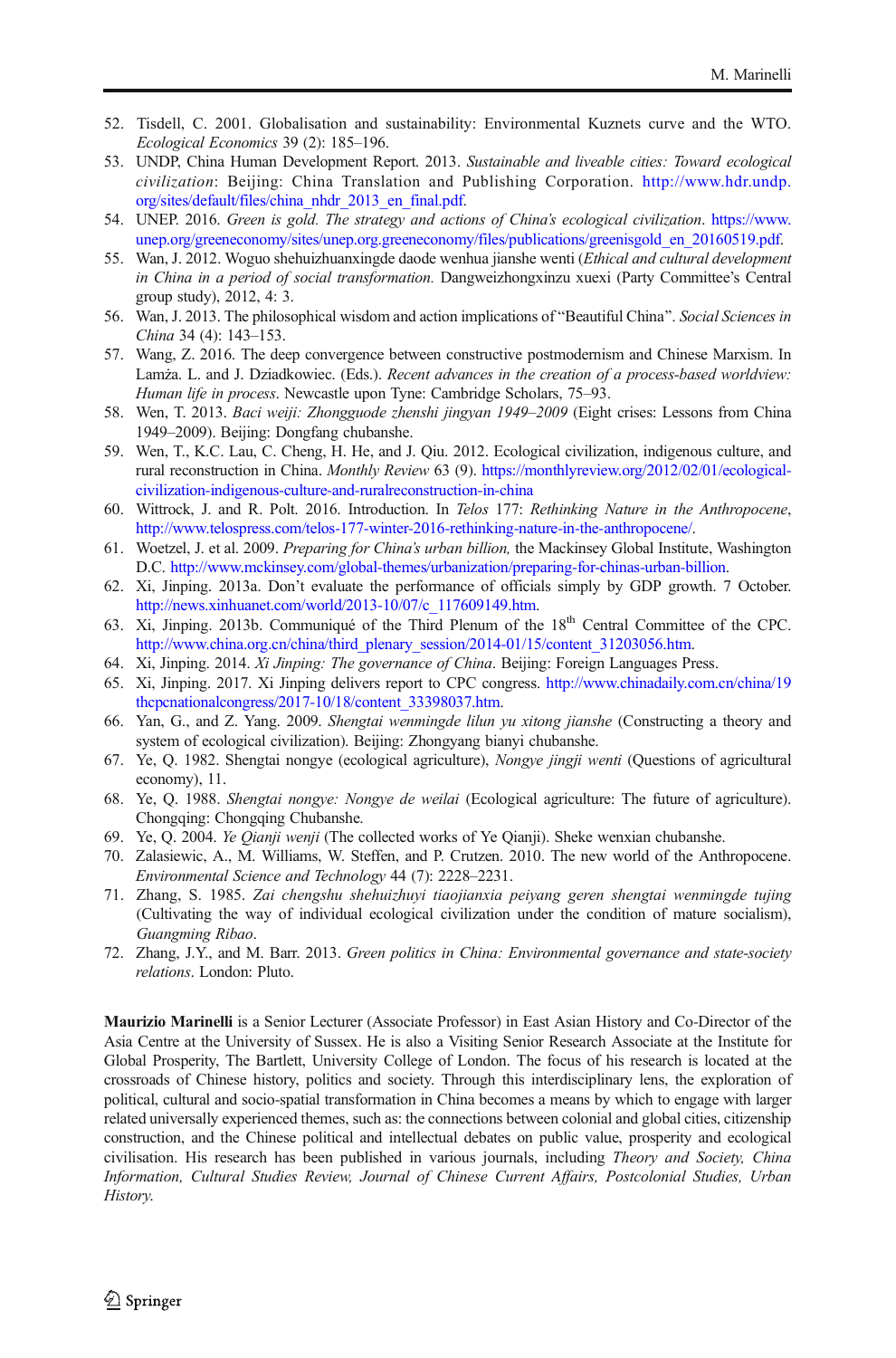52. Tisdell, C. 2001. Globalisation and sustainability: Environmental Kuznets curve and the WTO. *Ecological Economics* 39 (2): 185–196.
53. UNDP, China Human Development Report. 2013. *Sustainable and liveable cities: Toward ecological civilization*: Beijing: China Translation and Publishing Corporation. http://www.hdr.undp.org/sites/default/files/china_nhdr_2013_en_final.pdf.
54. UNEP. 2016. *Green is gold. The strategy and actions of China's ecological civilization*. https://www.unep.org/greeneconomy/sites/unep.org.greeneconomy/files/publications/greenisgold_en_20160519.pdf.
55. Wan, J. 2012. Woguo shehuizhuanxingde daode wenhua jianshe wenti (*Ethical and cultural development in China in a period of social transformation.* Dangweizhongxinzu xuexi (Party Committee's Central group study), 2012, 4: 3.
56. Wan, J. 2013. The philosophical wisdom and action implications of "Beautiful China". *Social Sciences in China* 34 (4): 143–153.
57. Wang, Z. 2016. The deep convergence between constructive postmodernism and Chinese Marxism. In Lamża. L. and J. Dziadkowiec. (Eds.). *Recent advances in the creation of a process-based worldview: Human life in process*. Newcastle upon Tyne: Cambridge Scholars, 75–93.
58. Wen, T. 2013. *Baci weiji: Zhongguode zhenshi jingyan 1949–2009* (Eight crises: Lessons from China 1949–2009). Beijing: Dongfang chubanshe.
59. Wen, T., K.C. Lau, C. Cheng, H. He, and J. Qiu. 2012. Ecological civilization, indigenous culture, and rural reconstruction in China. *Monthly Review* 63 (9). https://monthlyreview.org/2012/02/01/ecological-civilization-indigenous-culture-and-ruralreconstruction-in-china
60. Wittrock, J. and R. Polt. 2016. Introduction. In *Telos* 177: *Rethinking Nature in the Anthropocene*, http://www.telospress.com/telos-177-winter-2016-rethinking-nature-in-the-anthropocene/.
61. Woetzel, J. et al. 2009. *Preparing for China's urban billion,* the Mackinsey Global Institute, Washington D.C. http://www.mckinsey.com/global-themes/urbanization/preparing-for-chinas-urban-billion.
62. Xi, Jinping. 2013a. Don't evaluate the performance of officials simply by GDP growth. 7 October. http://news.xinhuanet.com/world/2013-10/07/c_117609149.htm.
63. Xi, Jinping. 2013b. Communiqué of the Third Plenum of the 18th Central Committee of the CPC. http://www.china.org.cn/china/third_plenary_session/2014-01/15/content_31203056.htm.
64. Xi, Jinping. 2014. *Xi Jinping: The governance of China*. Beijing: Foreign Languages Press.
65. Xi, Jinping. 2017. Xi Jinping delivers report to CPC congress. http://www.chinadaily.com.cn/china/19thcpcnationalcongress/2017-10/18/content_33398037.htm.
66. Yan, G., and Z. Yang. 2009. *Shengtai wenmingde lilun yu xitong jianshe* (Constructing a theory and system of ecological civilization). Beijing: Zhongyang bianyi chubanshe.
67. Ye, Q. 1982. Shengtai nongye (ecological agriculture), *Nongye jingji wenti* (Questions of agricultural economy), 11.
68. Ye, Q. 1988. *Shengtai nongye: Nongye de weilai* (Ecological agriculture: The future of agriculture). Chongqing: Chongqing Chubanshe.
69. Ye, Q. 2004. *Ye Qianji wenji* (The collected works of Ye Qianji). Sheke wenxian chubanshe.
70. Zalasiewic, A., M. Williams, W. Steffen, and P. Crutzen. 2010. The new world of the Anthropocene. *Environmental Science and Technology* 44 (7): 2228–2231.
71. Zhang, S. 1985. *Zai chengshu shehuizhuyi tiaojianxia peiyang geren shengtai wenmingde tujing* (Cultivating the way of individual ecological civilization under the condition of mature socialism), *Guangming Ribao*.
72. Zhang, J.Y., and M. Barr. 2013. *Green politics in China: Environmental governance and state-society relations*. London: Pluto.

**Maurizio Marinelli** is a Senior Lecturer (Associate Professor) in East Asian History and Co-Director of the Asia Centre at the University of Sussex. He is also a Visiting Senior Research Associate at the Institute for Global Prosperity, The Bartlett, University College of London. The focus of his research is located at the crossroads of Chinese history, politics and society. Through this interdisciplinary lens, the exploration of political, cultural and socio-spatial transformation in China becomes a means by which to engage with larger related universally experienced themes, such as: the connections between colonial and global cities, citizenship construction, and the Chinese political and intellectual debates on public value, prosperity and ecological civilisation. His research has been published in various journals, including *Theory and Society, China Information, Cultural Studies Review, Journal of Chinese Current Affairs, Postcolonial Studies, Urban History.*